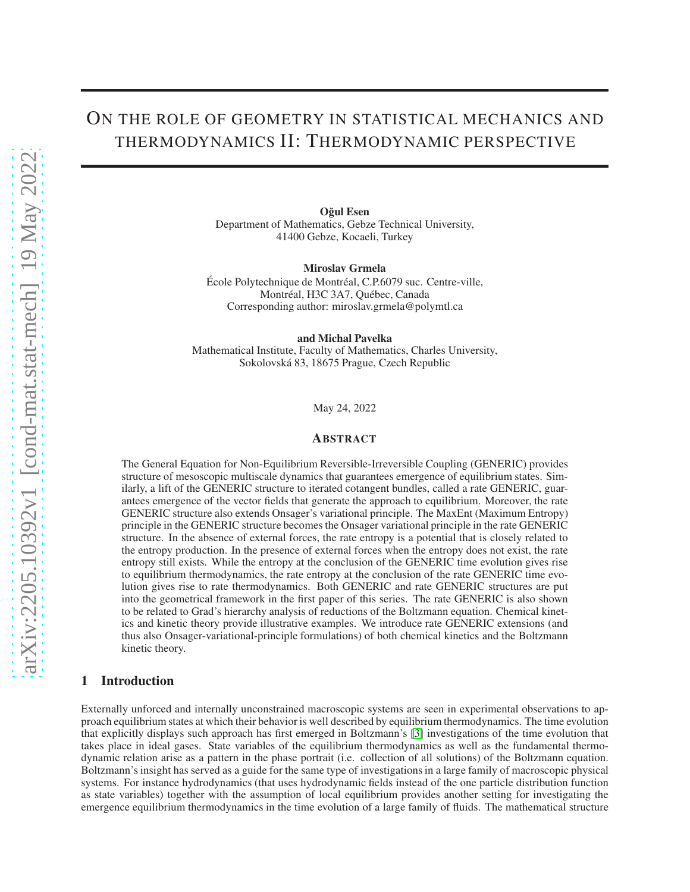# On the role of geometry in statistical mechanics and thermodynamics II: Thermodynamic perspective

**Oğul Esen**
Department of Mathematics, Gebze Technical University,
41400 Gebze, Kocaeli, Turkey

**Miroslav Grmela**
École Polytechnique de Montréal, C.P.6079 suc. Centre-ville,
Montréal, H3C 3A7, Québec, Canada
Corresponding author: miroslav.grmela@polymtl.ca

**and Michal Pavelka**
Mathematical Institute, Faculty of Mathematics, Charles University,
Sokolovská 83, 18675 Prague, Czech Republic

May 24, 2022

## Abstract

The General Equation for Non-Equilibrium Reversible-Irreversible Coupling (GENERIC) provides structure of mesoscopic multiscale dynamics that guarantees emergence of equilibrium states. Similarly, a lift of the GENERIC structure to iterated cotangent bundles, called a rate GENERIC, guarantees emergence of the vector fields that generate the approach to equilibrium. Moreover, the rate GENERIC structure also extends Onsager's variational principle. The MaxEnt (Maximum Entropy) principle in the GENERIC structure becomes the Onsager variational principle in the rate GENERIC structure. In the absence of external forces, the rate entropy is a potential that is closely related to the entropy production. In the presence of external forces when the entropy does not exist, the rate entropy still exists. While the entropy at the conclusion of the GENERIC time evolution gives rise to equilibrium thermodynamics, the rate entropy at the conclusion of the rate GENERIC time evolution gives rise to rate thermodynamics. Both GENERIC and rate GENERIC structures are put into the geometrical framework in the first paper of this series. The rate GENERIC is also shown to be related to Grad's hierarchy analysis of reductions of the Boltzmann equation. Chemical kinetics and kinetic theory provide illustrative examples. We introduce rate GENERIC extensions (and thus also Onsager-variational-principle formulations) of both chemical kinetics and the Boltzmann kinetic theory.

## 1 Introduction

Externally unforced and internally unconstrained macroscopic systems are seen in experimental observations to approach equilibrium states at which their behavior is well described by equilibrium thermodynamics. The time evolution that explicitly displays such approach has first emerged in Boltzmann's [3] investigations of the time evolution that takes place in ideal gases. State variables of the equilibrium thermodynamics as well as the fundamental thermodynamic relation arise as a pattern in the phase portrait (i.e. collection of all solutions) of the Boltzmann equation. Boltzmann's insight has served as a guide for the same type of investigations in a large family of macroscopic physical systems. For instance hydrodynamics (that uses hydrodynamic fields instead of the one particle distribution function as state variables) together with the assumption of local equilibrium provides another setting for investigating the emergence equilibrium thermodynamics in the time evolution of a large family of fluids. The mathematical structure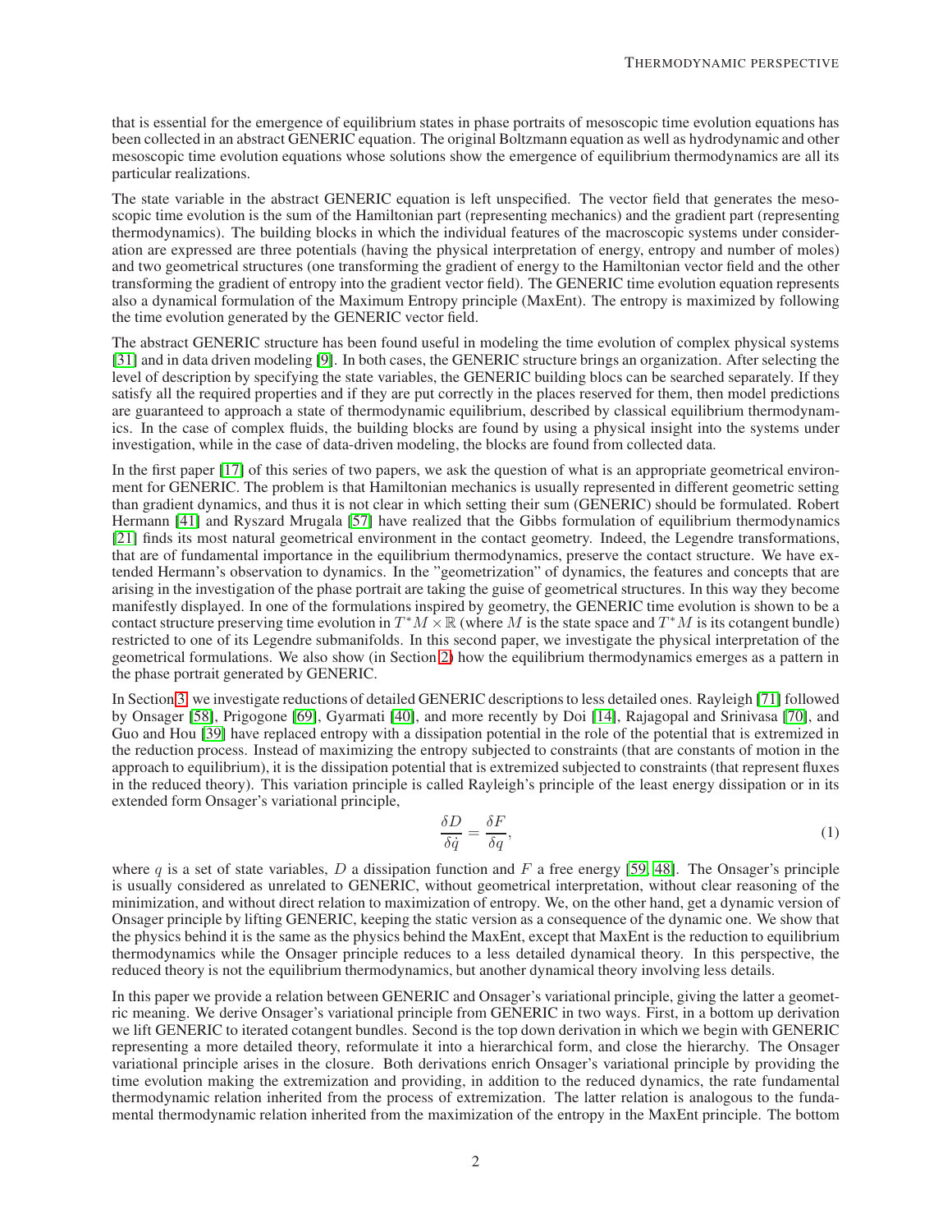that is essential for the emergence of equilibrium states in phase portraits of mesoscopic time evolution equations has been collected in an abstract GENERIC equation. The original Boltzmann equation as well as hydrodynamic and other mesoscopic time evolution equations whose solutions show the emergence of equilibrium thermodynamics are all its particular realizations.

The state variable in the abstract GENERIC equation is left unspecified. The vector field that generates the mesoscopic time evolution is the sum of the Hamiltonian part (representing mechanics) and the gradient part (representing thermodynamics). The building blocks in which the individual features of the macroscopic systems under consideration are expressed are three potentials (having the physical interpretation of energy, entropy and number of moles) and two geometrical structures (one transforming the gradient of energy to the Hamiltonian vector field and the other transforming the gradient of entropy into the gradient vector field). The GENERIC time evolution equation represents also a dynamical formulation of the Maximum Entropy principle (MaxEnt). The entropy is maximized by following the time evolution generated by the GENERIC vector field.

The abstract GENERIC structure has been found useful in modeling the time evolution of complex physical systems [31] and in data driven modeling [9]. In both cases, the GENERIC structure brings an organization. After selecting the level of description by specifying the state variables, the GENERIC building blocs can be searched separately. If they satisfy all the required properties and if they are put correctly in the places reserved for them, then model predictions are guaranteed to approach a state of thermodynamic equilibrium, described by classical equilibrium thermodynamics. In the case of complex fluids, the building blocks are found by using a physical insight into the systems under investigation, while in the case of data-driven modeling, the blocks are found from collected data.

In the first paper [17] of this series of two papers, we ask the question of what is an appropriate geometrical environment for GENERIC. The problem is that Hamiltonian mechanics is usually represented in different geometric setting than gradient dynamics, and thus it is not clear in which setting their sum (GENERIC) should be formulated. Robert Hermann [41] and Ryszard Mrugala [57] have realized that the Gibbs formulation of equilibrium thermodynamics [21] finds its most natural geometrical environment in the contact geometry. Indeed, the Legendre transformations, that are of fundamental importance in the equilibrium thermodynamics, preserve the contact structure. We have extended Hermann's observation to dynamics. In the "geometrization" of dynamics, the features and concepts that are arising in the investigation of the phase portrait are taking the guise of geometrical structures. In this way they become manifestly displayed. In one of the formulations inspired by geometry, the GENERIC time evolution is shown to be a contact structure preserving time evolution in $T^*M \times \mathbb{R}$ (where $M$ is the state space and $T^*M$ is its cotangent bundle) restricted to one of its Legendre submanifolds. In this second paper, we investigate the physical interpretation of the geometrical formulations. We also show (in Section 2) how the equilibrium thermodynamics emerges as a pattern in the phase portrait generated by GENERIC.

In Section 3, we investigate reductions of detailed GENERIC descriptions to less detailed ones. Rayleigh [71] followed by Onsager [58], Prigogone [69], Gyarmati [40], and more recently by Doi [14], Rajagopal and Srinivasa [70], and Guo and Hou [39] have replaced entropy with a dissipation potential in the role of the potential that is extremized in the reduction process. Instead of maximizing the entropy subjected to constraints (that are constants of motion in the approach to equilibrium), it is the dissipation potential that is extremized subjected to constraints (that represent fluxes in the reduced theory). This variation principle is called Rayleigh's principle of the least energy dissipation or in its extended form Onsager's variational principle,

$$\frac{\delta D}{\delta \dot{q}} = \frac{\delta F}{\delta q}, \tag{1}$$

where $q$ is a set of state variables, $D$ a dissipation function and $F$ a free energy [59, 48]. The Onsager's principle is usually considered as unrelated to GENERIC, without geometrical interpretation, without clear reasoning of the minimization, and without direct relation to maximization of entropy. We, on the other hand, get a dynamic version of Onsager principle by lifting GENERIC, keeping the static version as a consequence of the dynamic one. We show that the physics behind it is the same as the physics behind the MaxEnt, except that MaxEnt is the reduction to equilibrium thermodynamics while the Onsager principle reduces to a less detailed dynamical theory. In this perspective, the reduced theory is not the equilibrium thermodynamics, but another dynamical theory involving less details.

In this paper we provide a relation between GENERIC and Onsager's variational principle, giving the latter a geometric meaning. We derive Onsager's variational principle from GENERIC in two ways. First, in a bottom up derivation we lift GENERIC to iterated cotangent bundles. Second is the top down derivation in which we begin with GENERIC representing a more detailed theory, reformulate it into a hierarchical form, and close the hierarchy. The Onsager variational principle arises in the closure. Both derivations enrich Onsager's variational principle by providing the time evolution making the extremization and providing, in addition to the reduced dynamics, the rate fundamental thermodynamic relation inherited from the process of extremization. The latter relation is analogous to the fundamental thermodynamic relation inherited from the maximization of the entropy in the MaxEnt principle. The bottom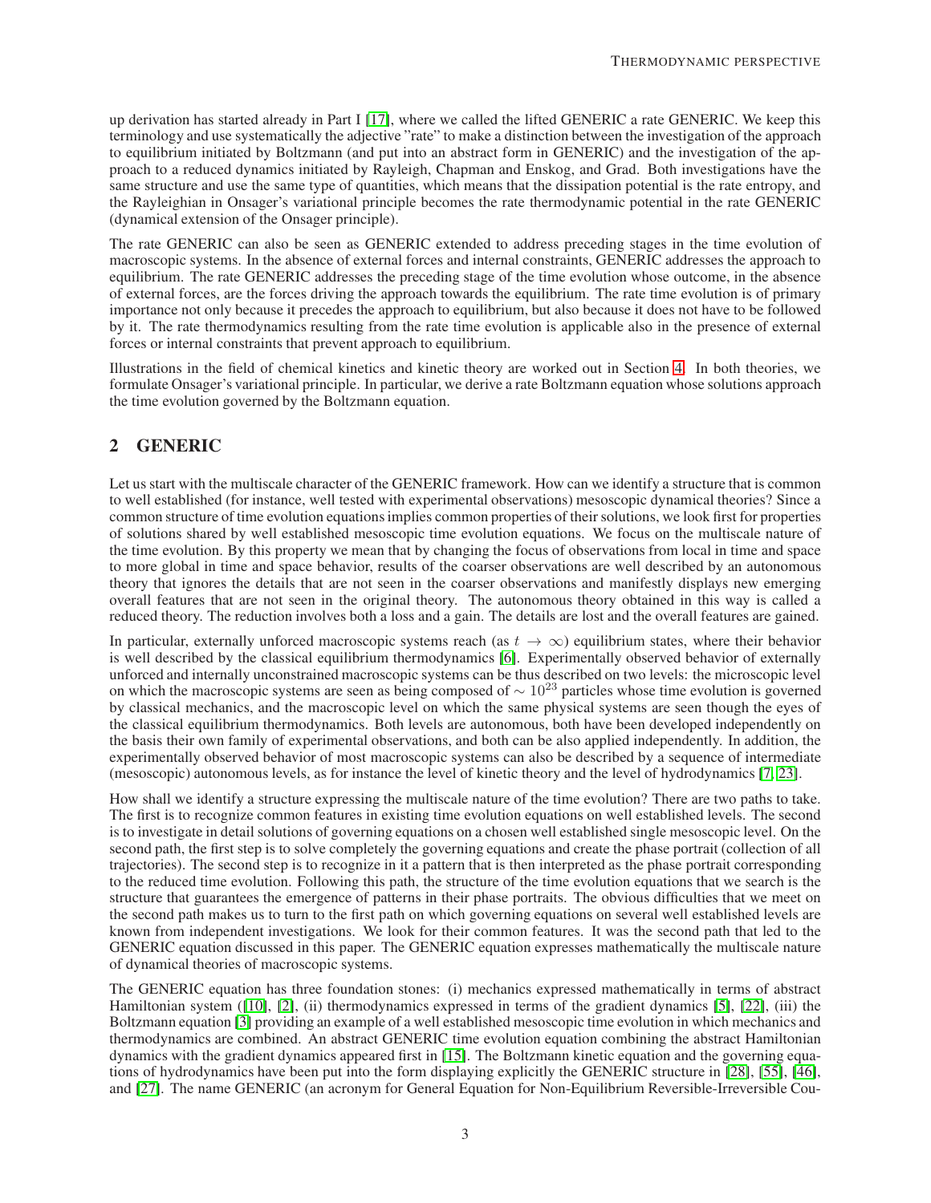up derivation has started already in Part I [17], where we called the lifted GENERIC a rate GENERIC. We keep this terminology and use systematically the adjective "rate" to make a distinction between the investigation of the approach to equilibrium initiated by Boltzmann (and put into an abstract form in GENERIC) and the investigation of the approach to a reduced dynamics initiated by Rayleigh, Chapman and Enskog, and Grad. Both investigations have the same structure and use the same type of quantities, which means that the dissipation potential is the rate entropy, and the Rayleighian in Onsager's variational principle becomes the rate thermodynamic potential in the rate GENERIC (dynamical extension of the Onsager principle).

The rate GENERIC can also be seen as GENERIC extended to address preceding stages in the time evolution of macroscopic systems. In the absence of external forces and internal constraints, GENERIC addresses the approach to equilibrium. The rate GENERIC addresses the preceding stage of the time evolution whose outcome, in the absence of external forces, are the forces driving the approach towards the equilibrium. The rate time evolution is of primary importance not only because it precedes the approach to equilibrium, but also because it does not have to be followed by it. The rate thermodynamics resulting from the rate time evolution is applicable also in the presence of external forces or internal constraints that prevent approach to equilibrium.

Illustrations in the field of chemical kinetics and kinetic theory are worked out in Section 4. In both theories, we formulate Onsager's variational principle. In particular, we derive a rate Boltzmann equation whose solutions approach the time evolution governed by the Boltzmann equation.

## 2 GENERIC

Let us start with the multiscale character of the GENERIC framework. How can we identify a structure that is common to well established (for instance, well tested with experimental observations) mesoscopic dynamical theories? Since a common structure of time evolution equations implies common properties of their solutions, we look first for properties of solutions shared by well established mesoscopic time evolution equations. We focus on the multiscale nature of the time evolution. By this property we mean that by changing the focus of observations from local in time and space to more global in time and space behavior, results of the coarser observations are well described by an autonomous theory that ignores the details that are not seen in the coarser observations and manifestly displays new emerging overall features that are not seen in the original theory. The autonomous theory obtained in this way is called a reduced theory. The reduction involves both a loss and a gain. The details are lost and the overall features are gained.

In particular, externally unforced macroscopic systems reach (as $t \to \infty$) equilibrium states, where their behavior is well described by the classical equilibrium thermodynamics [6]. Experimentally observed behavior of externally unforced and internally unconstrained macroscopic systems can be thus described on two levels: the microscopic level on which the macroscopic systems are seen as being composed of $\sim 10^{23}$ particles whose time evolution is governed by classical mechanics, and the macroscopic level on which the same physical systems are seen though the eyes of the classical equilibrium thermodynamics. Both levels are autonomous, both have been developed independently on the basis their own family of experimental observations, and both can be also applied independently. In addition, the experimentally observed behavior of most macroscopic systems can also be described by a sequence of intermediate (mesoscopic) autonomous levels, as for instance the level of kinetic theory and the level of hydrodynamics [7, 23].

How shall we identify a structure expressing the multiscale nature of the time evolution? There are two paths to take. The first is to recognize common features in existing time evolution equations on well established levels. The second is to investigate in detail solutions of governing equations on a chosen well established single mesoscopic level. On the second path, the first step is to solve completely the governing equations and create the phase portrait (collection of all trajectories). The second step is to recognize in it a pattern that is then interpreted as the phase portrait corresponding to the reduced time evolution. Following this path, the structure of the time evolution equations that we search is the structure that guarantees the emergence of patterns in their phase portraits. The obvious difficulties that we meet on the second path makes us to turn to the first path on which governing equations on several well established levels are known from independent investigations. We look for their common features. It was the second path that led to the GENERIC equation discussed in this paper. The GENERIC equation expresses mathematically the multiscale nature of dynamical theories of macroscopic systems.

The GENERIC equation has three foundation stones: (i) mechanics expressed mathematically in terms of abstract Hamiltonian system ([10], [2], (ii) thermodynamics expressed in terms of the gradient dynamics [5], [22], (iii) the Boltzmann equation [3] providing an example of a well established mesoscopic time evolution in which mechanics and thermodynamics are combined. An abstract GENERIC time evolution equation combining the abstract Hamiltonian dynamics with the gradient dynamics appeared first in [15]. The Boltzmann kinetic equation and the governing equations of hydrodynamics have been put into the form displaying explicitly the GENERIC structure in [28], [55], [46], and [27]. The name GENERIC (an acronym for General Equation for Non-Equilibrium Reversible-Irreversible Cou-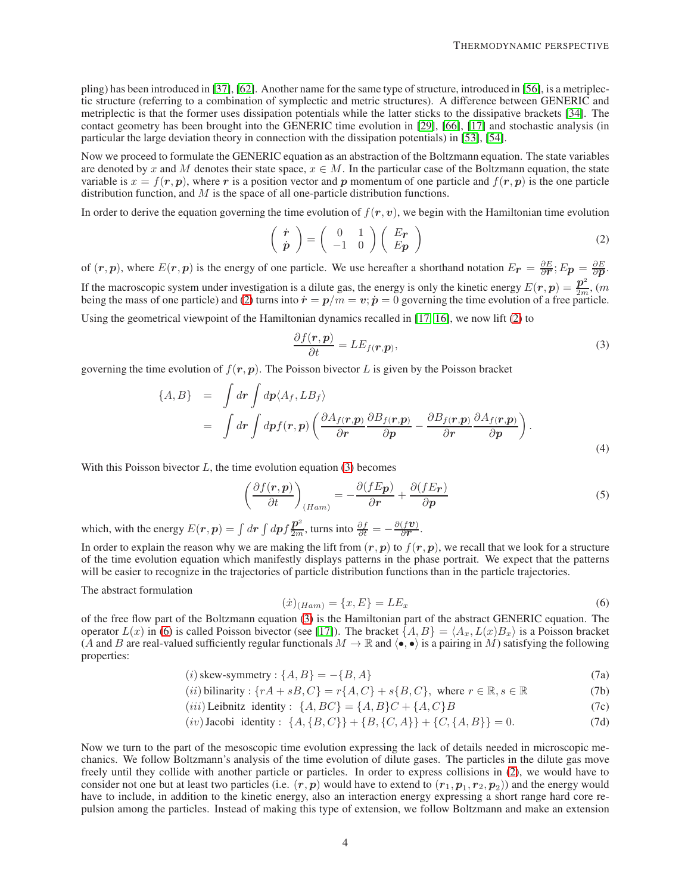pling) has been introduced in [37], [62]. Another name for the same type of structure, introduced in [56], is a metriplectic structure (referring to a combination of symplectic and metric structures). A difference between GENERIC and metriplectic is that the former uses dissipation potentials while the latter sticks to the dissipative brackets [34]. The contact geometry has been brought into the GENERIC time evolution in [29], [66], [17] and stochastic analysis (in particular the large deviation theory in connection with the dissipation potentials) in [53], [54].

Now we proceed to formulate the GENERIC equation as an abstraction of the Boltzmann equation. The state variables are denoted by $x$ and $M$ denotes their state space, $x \in M$. In the particular case of the Boltzmann equation, the state variable is $x = f(\boldsymbol{r}, \boldsymbol{p})$, where $\boldsymbol{r}$ is a position vector and $\boldsymbol{p}$ momentum of one particle and $f(\boldsymbol{r}, \boldsymbol{p})$ is the one particle distribution function, and $M$ is the space of all one-particle distribution functions.

In order to derive the equation governing the time evolution of $f(\boldsymbol{r}, \boldsymbol{v})$, we begin with the Hamiltonian time evolution

$$
\begin{pmatrix} \dot{\boldsymbol{r}} \\ \dot{\boldsymbol{p}} \end{pmatrix} = \begin{pmatrix} 0 & 1 \\ -1 & 0 \end{pmatrix} \begin{pmatrix} E_{\boldsymbol{r}} \\ E_{\boldsymbol{p}} \end{pmatrix} \tag{2}
$$

of $(\boldsymbol{r}, \boldsymbol{p})$, where $E(\boldsymbol{r}, \boldsymbol{p})$ is the energy of one particle. We use hereafter a shorthand notation $E_{\boldsymbol{r}} = \frac{\partial E}{\partial \boldsymbol{r}}; E_{\boldsymbol{p}} = \frac{\partial E}{\partial \boldsymbol{p}}$. If the macroscopic system under investigation is a dilute gas, the energy is only the kinetic energy $E(\boldsymbol{r}, \boldsymbol{p}) = \frac{\boldsymbol{p}^2}{2m}$, ($m$ being the mass of one particle) and (2) turns into $\dot{\boldsymbol{r}} = \boldsymbol{p}/m = \boldsymbol{v}; \dot{\boldsymbol{p}} = 0$ governing the time evolution of a free particle.

Using the geometrical viewpoint of the Hamiltonian dynamics recalled in [17, 16], we now lift (2) to

$$
\frac{\partial f(\boldsymbol{r}, \boldsymbol{p})}{\partial t} = L E_{f(\boldsymbol{r}, \boldsymbol{p})}, \tag{3}
$$

governing the time evolution of $f(\boldsymbol{r}, \boldsymbol{p})$. The Poisson bivector $L$ is given by the Poisson bracket

$$
\begin{aligned}
\{A, B\} &= \int d\boldsymbol{r} \int d\boldsymbol{p} \langle A_f, L B_f \rangle \\
&= \int d\boldsymbol{r} \int d\boldsymbol{p} f(\boldsymbol{r}, \boldsymbol{p}) \left( \frac{\partial A_{f(\boldsymbol{r},\boldsymbol{p})}}{\partial \boldsymbol{r}} \frac{\partial B_{f(\boldsymbol{r},\boldsymbol{p})}}{\partial \boldsymbol{p}} - \frac{\partial B_{f(\boldsymbol{r},\boldsymbol{p})}}{\partial \boldsymbol{r}} \frac{\partial A_{f(\boldsymbol{r},\boldsymbol{p})}}{\partial \boldsymbol{p}} \right).
\end{aligned} \tag{4}
$$

With this Poisson bivector $L$, the time evolution equation (3) becomes

$$
\left( \frac{\partial f(\boldsymbol{r}, \boldsymbol{p})}{\partial t} \right)_{(Ham)} = -\frac{\partial (f E_{\boldsymbol{p}})}{\partial \boldsymbol{r}} + \frac{\partial (f E_{\boldsymbol{r}})}{\partial \boldsymbol{p}} \tag{5}
$$

which, with the energy $E(\boldsymbol{r}, \boldsymbol{p}) = \int d\boldsymbol{r} \int d\boldsymbol{p} f \frac{\boldsymbol{p}^2}{2m}$, turns into $\frac{\partial f}{\partial t} = -\frac{\partial (f \boldsymbol{v})}{\partial \boldsymbol{r}}$.

In order to explain the reason why we are making the lift from $(\boldsymbol{r}, \boldsymbol{p})$ to $f(\boldsymbol{r}, \boldsymbol{p})$, we recall that we look for a structure of the time evolution equation which manifestly displays patterns in the phase portrait. We expect that the patterns will be easier to recognize in the trajectories of particle distribution functions than in the particle trajectories.

The abstract formulation

$$
(\dot{x})_{(Ham)} = \{x, E\} = L E_x \tag{6}
$$

of the free flow part of the Boltzmann equation (3) is the Hamiltonian part of the abstract GENERIC equation. The operator $L(x)$ in (6) is called Poisson bivector (see [17]). The bracket $\{A, B\} = \langle A_x, L(x) B_x \rangle$ is a Poisson bracket ($A$ and $B$ are real-valued sufficiently regular functionals $M \to \mathbb{R}$ and $\langle \bullet, \bullet \rangle$ is a pairing in $M$) satisfying the following properties:

$$
(i)\,\text{skew-symmetry} : \{A, B\} = -\{B, A\} \tag{7a}
$$

$$
(ii)\,\text{bilinarity} : \{rA + sB, C\} = r\{A, C\} + s\{B, C\}, \text{ where } r \in \mathbb{R}, s \in \mathbb{R} \tag{7b}
$$

$$
(iii)\,\text{Leibnitz identity} : \{A, BC\} = \{A, B\}C + \{A, C\}B \tag{7c}
$$

$$
(iv)\,\text{Jacobi identity} : \{A, \{B, C\}\} + \{B, \{C, A\}\} + \{C, \{A, B\}\} = 0. \tag{7d}
$$

Now we turn to the part of the mesoscopic time evolution expressing the lack of details needed in microscopic mechanics. We follow Boltzmann's analysis of the time evolution of dilute gases. The particles in the dilute gas move freely until they collide with another particle or particles. In order to express collisions in (2), we would have to consider not one but at least two particles (i.e. $(\boldsymbol{r}, \boldsymbol{p})$ would have to extend to $(\boldsymbol{r}_1, \boldsymbol{p}_1, \boldsymbol{r}_2, \boldsymbol{p}_2)$) and the energy would have to include, in addition to the kinetic energy, also an interaction energy expressing a short range hard core repulsion among the particles. Instead of making this type of extension, we follow Boltzmann and make an extension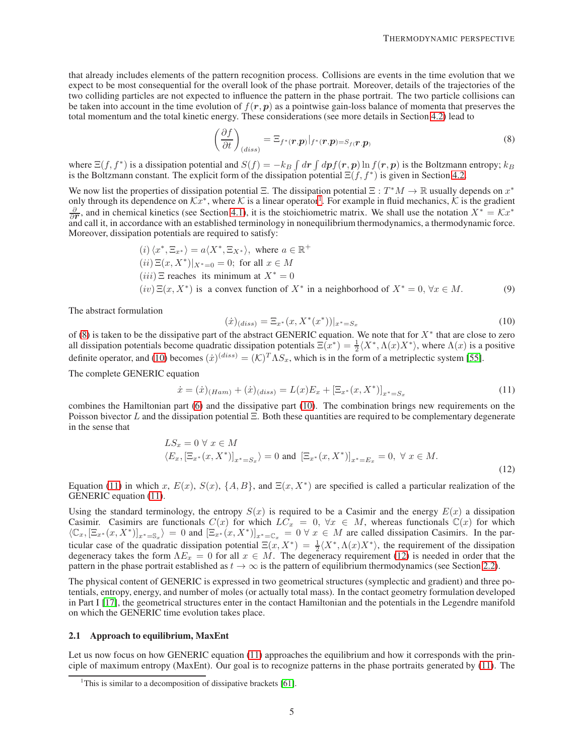that already includes elements of the pattern recognition process. Collisions are events in the time evolution that we expect to be most consequential for the overall look of the phase portrait. Moreover, details of the trajectories of the two colliding particles are not expected to influence the pattern in the phase portrait. The two particle collisions can be taken into account in the time evolution of $f(\boldsymbol{r}, \boldsymbol{p})$ as a pointwise gain-loss balance of momenta that preserves the total momentum and the total kinetic energy. These considerations (see more details in Section 4.2) lead to

$$\left(\frac{\partial f}{\partial t}\right)_{(diss)} = \Xi_{f^*(\boldsymbol{r},\boldsymbol{p})}|_{f^*(\boldsymbol{r},\boldsymbol{p})=S_{f(\boldsymbol{r},\boldsymbol{p})}} \tag{8}$$

where $\Xi(f, f^*)$ is a dissipation potential and $S(f) = -k_B \int d\boldsymbol{r} \int d\boldsymbol{p} f(\boldsymbol{r}, \boldsymbol{p}) \ln f(\boldsymbol{r}, \boldsymbol{p})$ is the Boltzmann entropy; $k_B$ is the Boltzmann constant. The explicit form of the dissipation potential $\Xi(f, f^*)$ is given in Section 4.2.

We now list the properties of dissipation potential $\Xi$. The dissipation potential $\Xi : T^*M \to \mathbb{R}$ usually depends on $x^*$ only through its dependence on $\mathcal{K}x^*$, where $\mathcal{K}$ is a linear operator[1]. For example in fluid mechanics, $\mathcal{K}$ is the gradient $\frac{\partial}{\partial \boldsymbol{r}}$, and in chemical kinetics (see Section 4.1), it is the stoichiometric matrix. We shall use the notation $X^* = \mathcal{K}x^*$ and call it, in accordance with an established terminology in nonequilibrium thermodynamics, a thermodynamic force. Moreover, dissipation potentials are required to satisfy:

$$\begin{aligned}
&(i)\, \langle x^*, \Xi_{x^*} \rangle = a \langle X^*, \Xi_{X^*} \rangle, \text{ where } a \in \mathbb{R}^+ \\
&(ii)\, \Xi(x, X^*)|_{X^*=0} = 0; \text{ for all } x \in M \\
&(iii)\, \Xi \text{ reaches its minimum at } X^* = 0 \\
&(iv)\, \Xi(x, X^*) \text{ is a convex function of } X^* \text{ in a neighborhood of } X^* = 0, \forall x \in M.
\end{aligned} \tag{9}$$

The abstract formulation

$$(\dot{x})_{(diss)} = \Xi_{x^*}(x, X^*(x^*))|_{x^*=S_x} \tag{10}$$

of (8) is taken to be the dissipative part of the abstract GENERIC equation. We note that for $X^*$ that are close to zero all dissipation potentials become quadratic dissipation potentials $\Xi(x^*) = \frac{1}{2}\langle X^*, \Lambda(x) X^* \rangle$, where $\Lambda(x)$ is a positive definite operator, and (10) becomes $(\dot{x})^{(diss)} = (\mathcal{K})^T \Lambda S_x$, which is in the form of a metriplectic system [55].

The complete GENERIC equation

$$\dot{x} = (\dot{x})_{(Ham)} + (\dot{x})_{(diss)} = L(x) E_x + [\Xi_{x^*}(x, X^*)]_{x^*=S_x} \tag{11}$$

combines the Hamiltonian part (6) and the dissipative part (10). The combination brings new requirements on the Poisson bivector $L$ and the dissipation potential $\Xi$. Both these quantities are required to be complementary degenerate in the sense that

$$\begin{aligned}
&LS_x = 0 \; \forall \; x \in M \\
&\langle E_x, [\Xi_{x^*}(x, X^*)]_{x^*=S_x} \rangle = 0 \text{ and } [\Xi_{x^*}(x, X^*)]_{x^*=E_x} = 0, \; \forall \; x \in M.
\end{aligned} \tag{12}$$

Equation (11) in which $x$, $E(x)$, $S(x)$, $\{A, B\}$, and $\Xi(x, X^*)$ are specified is called a particular realization of the GENERIC equation (11).

Using the standard terminology, the entropy $S(x)$ is required to be a Casimir and the energy $E(x)$ a dissipation Casimir. Casimirs are functionals $C(x)$ for which $LC_x = 0$, $\forall x \in M$, whereas functionals $\mathbb{C}(x)$ for which $\langle \mathbb{C}_x, [\Xi_{x^*}(x, X^*)]_{x^*=\mathbb{S}_x} \rangle = 0$ and $[\Xi_{x^*}(x, X^*)]_{x^*=\mathbb{C}_x} = 0 \; \forall \; x \in M$ are called dissipation Casimirs. In the particular case of the quadratic dissipation potential $\Xi(x, X^*) = \frac{1}{2}\langle X^*, \Lambda(x) X^* \rangle$, the requirement of the dissipation degeneracy takes the form $\Lambda E_x = 0$ for all $x \in M$. The degeneracy requirement (12) is needed in order that the pattern in the phase portrait established as $t \to \infty$ is the pattern of equilibrium thermodynamics (see Section 2.2).

The physical content of GENERIC is expressed in two geometrical structures (symplectic and gradient) and three potentials, entropy, energy, and number of moles (or actually total mass). In the contact geometry formulation developed in Part I [17], the geometrical structures enter in the contact Hamiltonian and the potentials in the Legendre manifold on which the GENERIC time evolution takes place.

### 2.1 Approach to equilibrium, MaxEnt

Let us now focus on how GENERIC equation (11) approaches the equilibrium and how it corresponds with the principle of maximum entropy (MaxEnt). Our goal is to recognize patterns in the phase portraits generated by (11). The

[1] This is similar to a decomposition of dissipative brackets [61].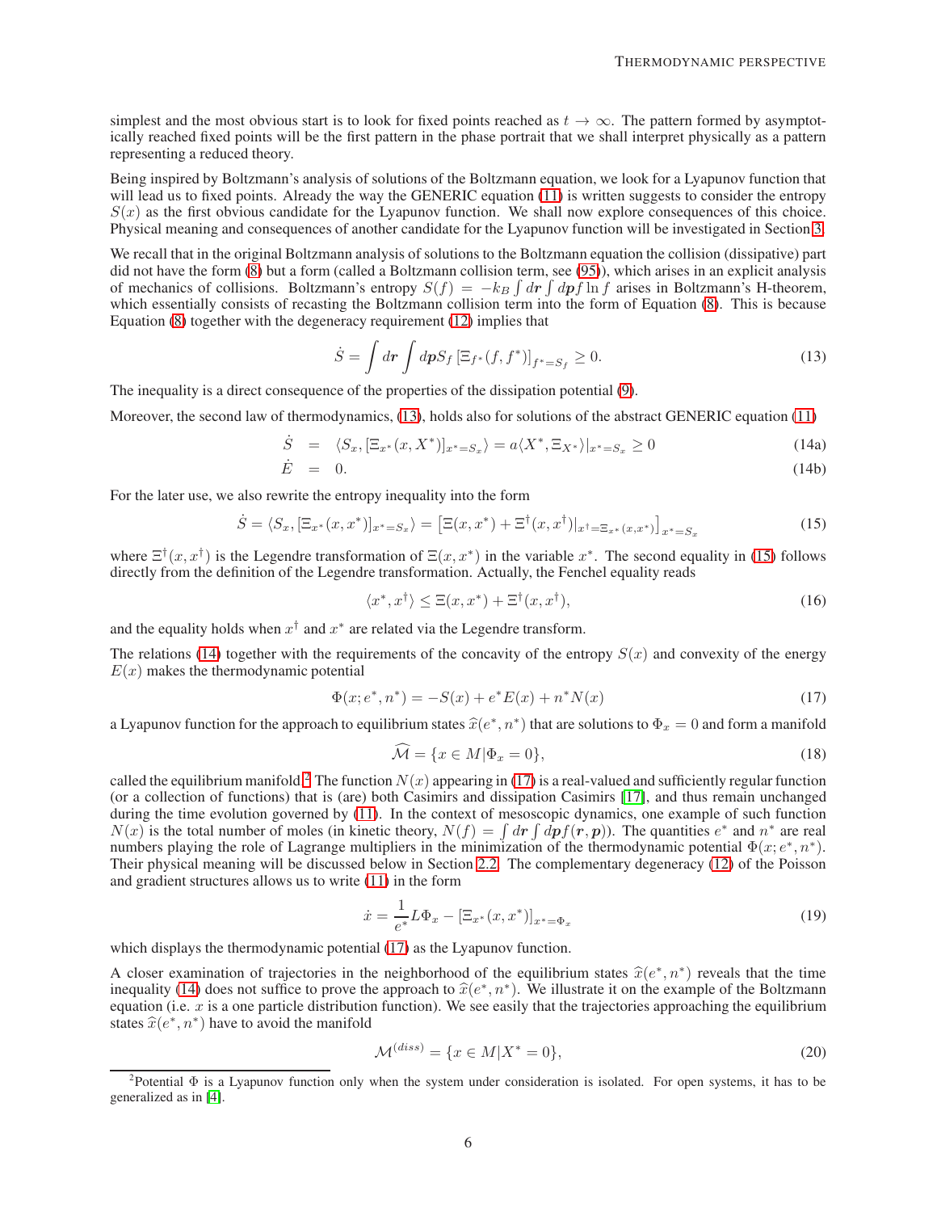simplest and the most obvious start is to look for fixed points reached as $t \to \infty$. The pattern formed by asymptotically reached fixed points will be the first pattern in the phase portrait that we shall interpret physically as a pattern representing a reduced theory.

Being inspired by Boltzmann's analysis of solutions of the Boltzmann equation, we look for a Lyapunov function that will lead us to fixed points. Already the way the GENERIC equation (11) is written suggests to consider the entropy $S(x)$ as the first obvious candidate for the Lyapunov function. We shall now explore consequences of this choice. Physical meaning and consequences of another candidate for the Lyapunov function will be investigated in Section 3.

We recall that in the original Boltzmann analysis of solutions to the Boltzmann equation the collision (dissipative) part did not have the form (8) but a form (called a Boltzmann collision term, see (95)), which arises in an explicit analysis of mechanics of collisions. Boltzmann's entropy $S(f) = -k_B \int d\boldsymbol{r} \int d\boldsymbol{p} f \ln f$ arises in Boltzmann's H-theorem, which essentially consists of recasting the Boltzmann collision term into the form of Equation (8). This is because Equation (8) together with the degeneracy requirement (12) implies that

$$\dot{S} = \int d\boldsymbol{r} \int d\boldsymbol{p} S_f \left[\Xi_{f^*}(f, f^*)\right]_{f^*=S_f} \geq 0. \tag{13}$$

The inequality is a direct consequence of the properties of the dissipation potential (9).

Moreover, the second law of thermodynamics, (13), holds also for solutions of the abstract GENERIC equation (11)

$$\dot{S} = \langle S_x, [\Xi_{x^*}(x, X^*)]_{x^*=S_x}\rangle = a\langle X^*, \Xi_{X^*}\rangle|_{x^*=S_x} \geq 0 \tag{14a}$$

$$\dot{E} = 0. \tag{14b}$$

For the later use, we also rewrite the entropy inequality into the form

$$\dot{S} = \langle S_x, [\Xi_{x^*}(x, x^*)]_{x^*=S_x}\rangle = \left[\Xi(x, x^*) + \Xi^\dagger(x, x^\dagger)|_{x^\dagger=\Xi_{x^*}(x,x^*)}\right]_{x^*=S_x} \tag{15}$$

where $\Xi^\dagger(x, x^\dagger)$ is the Legendre transformation of $\Xi(x, x^*)$ in the variable $x^*$. The second equality in (15) follows directly from the definition of the Legendre transformation. Actually, the Fenchel equality reads

$$\langle x^*, x^\dagger\rangle \leq \Xi(x, x^*) + \Xi^\dagger(x, x^\dagger), \tag{16}$$

and the equality holds when $x^\dagger$ and $x^*$ are related via the Legendre transform.

The relations (14) together with the requirements of the concavity of the entropy $S(x)$ and convexity of the energy $E(x)$ makes the thermodynamic potential

$$\Phi(x; e^*, n^*) = -S(x) + e^* E(x) + n^* N(x) \tag{17}$$

a Lyapunov function for the approach to equilibrium states $\widehat{x}(e^*, n^*)$ that are solutions to $\Phi_x = 0$ and form a manifold

$$\widehat{\mathcal{M}} = \{x \in M | \Phi_x = 0\}, \tag{18}$$

called the equilibrium manifold.[2] The function $N(x)$ appearing in (17) is a real-valued and sufficiently regular function (or a collection of functions) that is (are) both Casimirs and dissipation Casimirs [17], and thus remain unchanged during the time evolution governed by (11). In the context of mesoscopic dynamics, one example of such function $N(x)$ is the total number of moles (in kinetic theory, $N(f) = \int d\boldsymbol{r} \int d\boldsymbol{p} f(\boldsymbol{r}, \boldsymbol{p})$). The quantities $e^*$ and $n^*$ are real numbers playing the role of Lagrange multipliers in the minimization of the thermodynamic potential $\Phi(x; e^*, n^*)$. Their physical meaning will be discussed below in Section 2.2. The complementary degeneracy (12) of the Poisson and gradient structures allows us to write (11) in the form

$$\dot{x} = \frac{1}{e^*} L\Phi_x - [\Xi_{x^*}(x, x^*)]_{x^*=\Phi_x} \tag{19}$$

which displays the thermodynamic potential (17) as the Lyapunov function.

A closer examination of trajectories in the neighborhood of the equilibrium states $\widehat{x}(e^*, n^*)$ reveals that the time inequality (14) does not suffice to prove the approach to $\widehat{x}(e^*, n^*)$. We illustrate it on the example of the Boltzmann equation (i.e. $x$ is a one particle distribution function). We see easily that the trajectories approaching the equilibrium states $\widehat{x}(e^*, n^*)$ have to avoid the manifold

$$\mathcal{M}^{(diss)} = \{x \in M | X^* = 0\}, \tag{20}$$

[2] Potential $\Phi$ is a Lyapunov function only when the system under consideration is isolated. For open systems, it has to be generalized as in [4].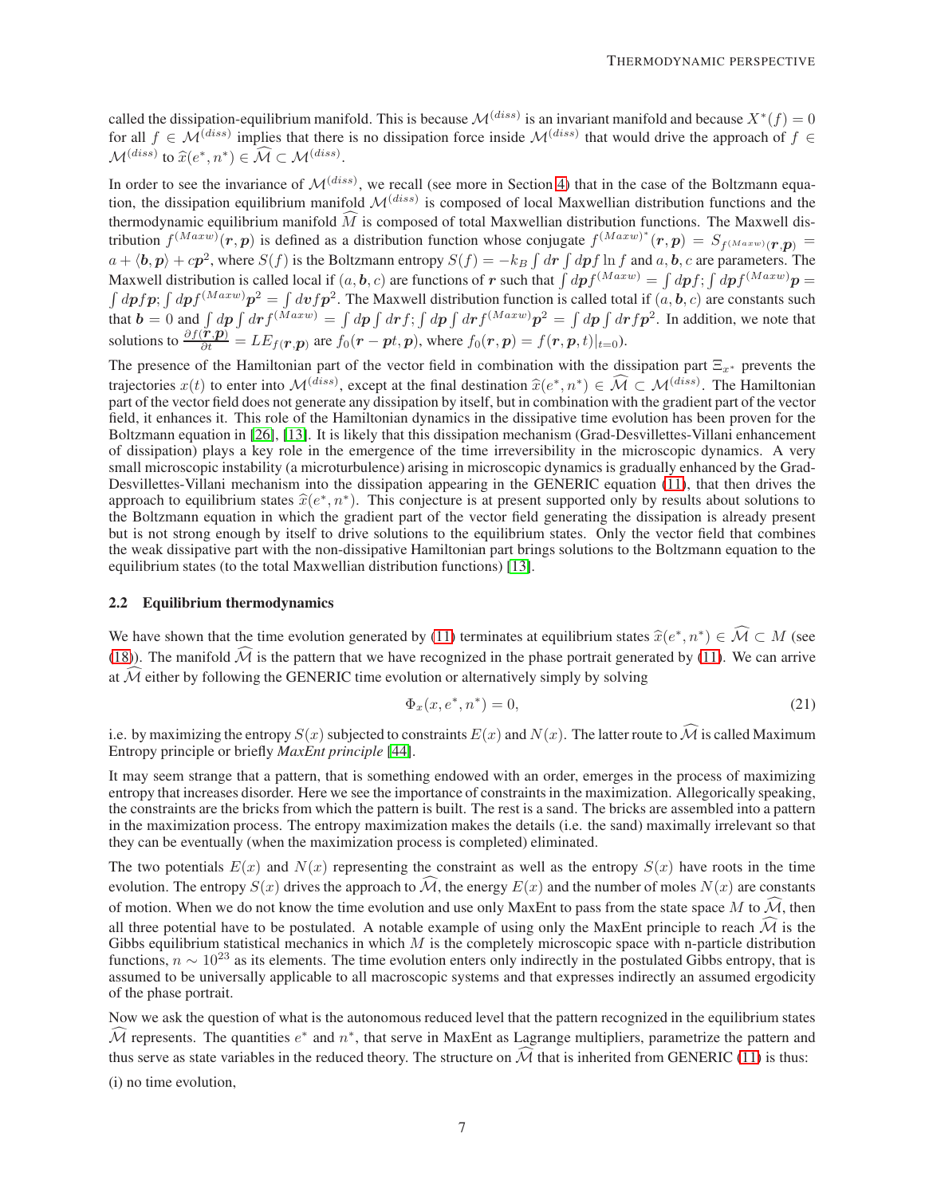called the dissipation-equilibrium manifold. This is because $\mathcal{M}^{(diss)}$ is an invariant manifold and because $X^*(f) = 0$ for all $f \in \mathcal{M}^{(diss)}$ implies that there is no dissipation force inside $\mathcal{M}^{(diss)}$ that would drive the approach of $f \in \mathcal{M}^{(diss)}$ to $\widehat{x}(e^*, n^*) \in \widehat{\mathcal{M}} \subset \mathcal{M}^{(diss)}$.

In order to see the invariance of $\mathcal{M}^{(diss)}$, we recall (see more in Section 4) that in the case of the Boltzmann equation, the dissipation equilibrium manifold $\mathcal{M}^{(diss)}$ is composed of local Maxwellian distribution functions and the thermodynamic equilibrium manifold $\widehat{M}$ is composed of total Maxwellian distribution functions. The Maxwell distribution $f^{(Maxw)}(\boldsymbol{r}, \boldsymbol{p})$ is defined as a distribution function whose conjugate $f^{(Maxw)^*}(\boldsymbol{r}, \boldsymbol{p}) = S_{f^{(Maxw)}(\boldsymbol{r}, \boldsymbol{p})} = a + \langle \boldsymbol{b}, \boldsymbol{p} \rangle + c\boldsymbol{p}^2$, where $S(f)$ is the Boltzmann entropy $S(f) = -k_B \int d\boldsymbol{r} \int d\boldsymbol{p} f \ln f$ and $a, \boldsymbol{b}, c$ are parameters. The Maxwell distribution is called local if $(a, \boldsymbol{b}, c)$ are functions of $\boldsymbol{r}$ such that $\int d\boldsymbol{p} f^{(Maxw)} = \int d\boldsymbol{p} f$; $\int d\boldsymbol{p} f^{(Maxw)} \boldsymbol{p} = \int d\boldsymbol{p} f \boldsymbol{p}$; $\int d\boldsymbol{p} f^{(Maxw)} \boldsymbol{p}^2 = \int d\boldsymbol{v} f \boldsymbol{p}^2$. The Maxwell distribution function is called total if $(a, \boldsymbol{b}, c)$ are constants such that $\boldsymbol{b} = 0$ and $\int d\boldsymbol{p} \int d\boldsymbol{r} f^{(Maxw)} = \int d\boldsymbol{p} \int d\boldsymbol{r} f$; $\int d\boldsymbol{p} \int d\boldsymbol{r} f^{(Maxw)} \boldsymbol{p}^2 = \int d\boldsymbol{p} \int d\boldsymbol{r} f \boldsymbol{p}^2$. In addition, we note that solutions to $\frac{\partial f(\boldsymbol{r}, \boldsymbol{p})}{\partial t} = L E_{f(\boldsymbol{r}, \boldsymbol{p})}$ are $f_0(\boldsymbol{r} - \boldsymbol{p}t, \boldsymbol{p})$, where $f_0(\boldsymbol{r}, \boldsymbol{p}) = f(\boldsymbol{r}, \boldsymbol{p}, t)|_{t=0}$).

The presence of the Hamiltonian part of the vector field in combination with the dissipation part $\Xi_{x^*}$ prevents the trajectories $x(t)$ to enter into $\mathcal{M}^{(diss)}$, except at the final destination $\widehat{x}(e^*, n^*) \in \widehat{\mathcal{M}} \subset \mathcal{M}^{(diss)}$. The Hamiltonian part of the vector field does not generate any dissipation by itself, but in combination with the gradient part of the vector field, it enhances it. This role of the Hamiltonian dynamics in the dissipative time evolution has been proven for the Boltzmann equation in [26], [13]. It is likely that this dissipation mechanism (Grad-Desvillettes-Villani enhancement of dissipation) plays a key role in the emergence of the time irreversibility in the microscopic dynamics. A very small microscopic instability (a microturbulence) arising in microscopic dynamics is gradually enhanced by the Grad-Desvillettes-Villani mechanism into the dissipation appearing in the GENERIC equation (11), that then drives the approach to equilibrium states $\widehat{x}(e^*, n^*)$. This conjecture is at present supported only by results about solutions to the Boltzmann equation in which the gradient part of the vector field generating the dissipation is already present but is not strong enough by itself to drive solutions to the equilibrium states. Only the vector field that combines the weak dissipative part with the non-dissipative Hamiltonian part brings solutions to the Boltzmann equation to the equilibrium states (to the total Maxwellian distribution functions) [13].

### 2.2 Equilibrium thermodynamics

We have shown that the time evolution generated by (11) terminates at equilibrium states $\widehat{x}(e^*, n^*) \in \widehat{\mathcal{M}} \subset M$ (see (18)). The manifold $\widehat{\mathcal{M}}$ is the pattern that we have recognized in the phase portrait generated by (11). We can arrive at $\widehat{\mathcal{M}}$ either by following the GENERIC time evolution or alternatively simply by solving

$$\Phi_x(x, e^*, n^*) = 0, \tag{21}$$

i.e. by maximizing the entropy $S(x)$ subjected to constraints $E(x)$ and $N(x)$. The latter route to $\widehat{\mathcal{M}}$ is called Maximum Entropy principle or briefly *MaxEnt principle* [44].

It may seem strange that a pattern, that is something endowed with an order, emerges in the process of maximizing entropy that increases disorder. Here we see the importance of constraints in the maximization. Allegorically speaking, the constraints are the bricks from which the pattern is built. The rest is a sand. The bricks are assembled into a pattern in the maximization process. The entropy maximization makes the details (i.e. the sand) maximally irrelevant so that they can be eventually (when the maximization process is completed) eliminated.

The two potentials $E(x)$ and $N(x)$ representing the constraint as well as the entropy $S(x)$ have roots in the time evolution. The entropy $S(x)$ drives the approach to $\widehat{\mathcal{M}}$, the energy $E(x)$ and the number of moles $N(x)$ are constants of motion. When we do not know the time evolution and use only MaxEnt to pass from the state space $M$ to $\widehat{\mathcal{M}}$, then all three potential have to be postulated. A notable example of using only the MaxEnt principle to reach $\widehat{\mathcal{M}}$ is the Gibbs equilibrium statistical mechanics in which $M$ is the completely microscopic space with n-particle distribution functions, $n \sim 10^{23}$ as its elements. The time evolution enters only indirectly in the postulated Gibbs entropy, that is assumed to be universally applicable to all macroscopic systems and that expresses indirectly an assumed ergodicity of the phase portrait.

Now we ask the question of what is the autonomous reduced level that the pattern recognized in the equilibrium states $\widehat{\mathcal{M}}$ represents. The quantities $e^*$ and $n^*$, that serve in MaxEnt as Lagrange multipliers, parametrize the pattern and thus serve as state variables in the reduced theory. The structure on $\widehat{\mathcal{M}}$ that is inherited from GENERIC (11) is thus:

(i) no time evolution,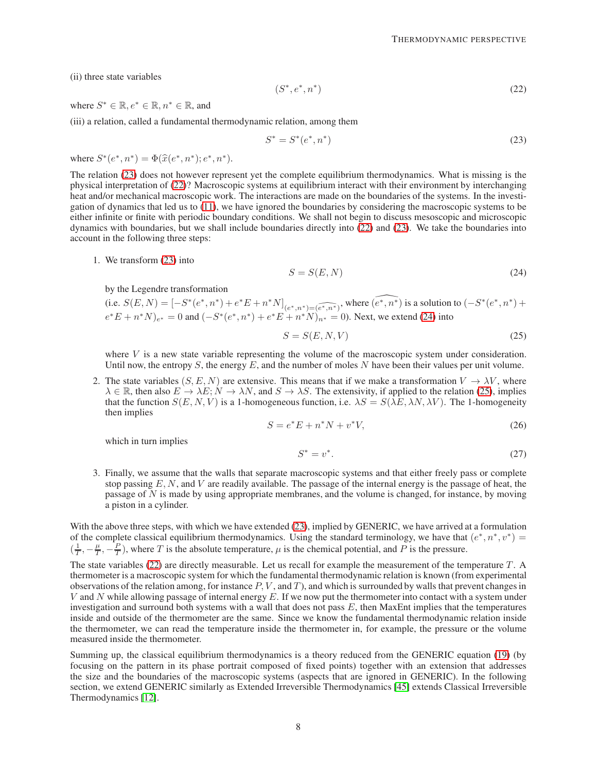(ii) three state variables

$$(S^*, e^*, n^*) \tag{22}$$

where $S^* \in \mathbb{R}, e^* \in \mathbb{R}, n^* \in \mathbb{R}$, and

(iii) a relation, called a fundamental thermodynamic relation, among them

$$S^* = S^*(e^*, n^*) \tag{23}$$

where $S^*(e^*, n^*) = \Phi(\widehat{x}(e^*, n^*); e^*, n^*)$.

The relation (23) does not however represent yet the complete equilibrium thermodynamics. What is missing is the physical interpretation of (22)? Macroscopic systems at equilibrium interact with their environment by interchanging heat and/or mechanical macroscopic work. The interactions are made on the boundaries of the systems. In the investigation of dynamics that led us to (11), we have ignored the boundaries by considering the macroscopic systems to be either infinite or finite with periodic boundary conditions. We shall not begin to discuss mesoscopic and microscopic dynamics with boundaries, but we shall include boundaries directly into (22) and (23). We take the boundaries into account in the following three steps:

1. We transform (23) into

$$S = S(E, N) \tag{24}$$

by the Legendre transformation (i.e. $S(E, N) = [-S^*(e^*, n^*) + e^*E + n^*N]_{(e^*,n^*)=(\widehat{e^*,n^*})}$, where $(\widehat{e^*, n^*})$ is a solution to $(-S^*(e^*, n^*) + e^*E + n^*N)_{e^*} = 0$ and $(-S^*(e^*, n^*) + e^*E + n^*N)_{n^*} = 0$). Next, we extend (24) into

$$S = S(E, N, V) \tag{25}$$

where $V$ is a new state variable representing the volume of the macroscopic system under consideration. Until now, the entropy $S$, the energy $E$, and the number of moles $N$ have been their values per unit volume.

2. The state variables $(S, E, N)$ are extensive. This means that if we make a transformation $V \to \lambda V$, where $\lambda \in \mathbb{R}$, then also $E \to \lambda E$; $N \to \lambda N$, and $S \to \lambda S$. The extensivity, if applied to the relation (25), implies that the function $S(E, N, V)$ is a 1-homogeneous function, i.e. $\lambda S = S(\lambda E, \lambda N, \lambda V)$. The 1-homogeneity then implies

$$S = e^*E + n^*N + v^*V, \tag{26}$$

which in turn implies

$$S^* = v^*. \tag{27}$$

3. Finally, we assume that the walls that separate macroscopic systems and that either freely pass or complete stop passing $E$, $N$, and $V$ are readily available. The passage of the internal energy is the passage of heat, the passage of $N$ is made by using appropriate membranes, and the volume is changed, for instance, by moving a piston in a cylinder.

With the above three steps, with which we have extended (23), implied by GENERIC, we have arrived at a formulation of the complete classical equilibrium thermodynamics. Using the standard terminology, we have that $(e^*, n^*, v^*) = (\frac{1}{T}, -\frac{\mu}{T}, -\frac{P}{T})$, where $T$ is the absolute temperature, $\mu$ is the chemical potential, and $P$ is the pressure.

The state variables (22) are directly measurable. Let us recall for example the measurement of the temperature $T$. A thermometer is a macroscopic system for which the fundamental thermodynamic relation is known (from experimental observations of the relation among, for instance $P, V$, and $T$), and which is surrounded by walls that prevent changes in $V$ and $N$ while allowing passage of internal energy $E$. If we now put the thermometer into contact with a system under investigation and surround both systems with a wall that does not pass $E$, then MaxEnt implies that the temperatures inside and outside of the thermometer are the same. Since we know the fundamental thermodynamic relation inside the thermometer, we can read the temperature inside the thermometer in, for example, the pressure or the volume measured inside the thermometer.

Summing up, the classical equilibrium thermodynamics is a theory reduced from the GENERIC equation (19) (by focusing on the pattern in its phase portrait composed of fixed points) together with an extension that addresses the size and the boundaries of the macroscopic systems (aspects that are ignored in GENERIC). In the following section, we extend GENERIC similarly as Extended Irreversible Thermodynamics [45] extends Classical Irreversible Thermodynamics [12].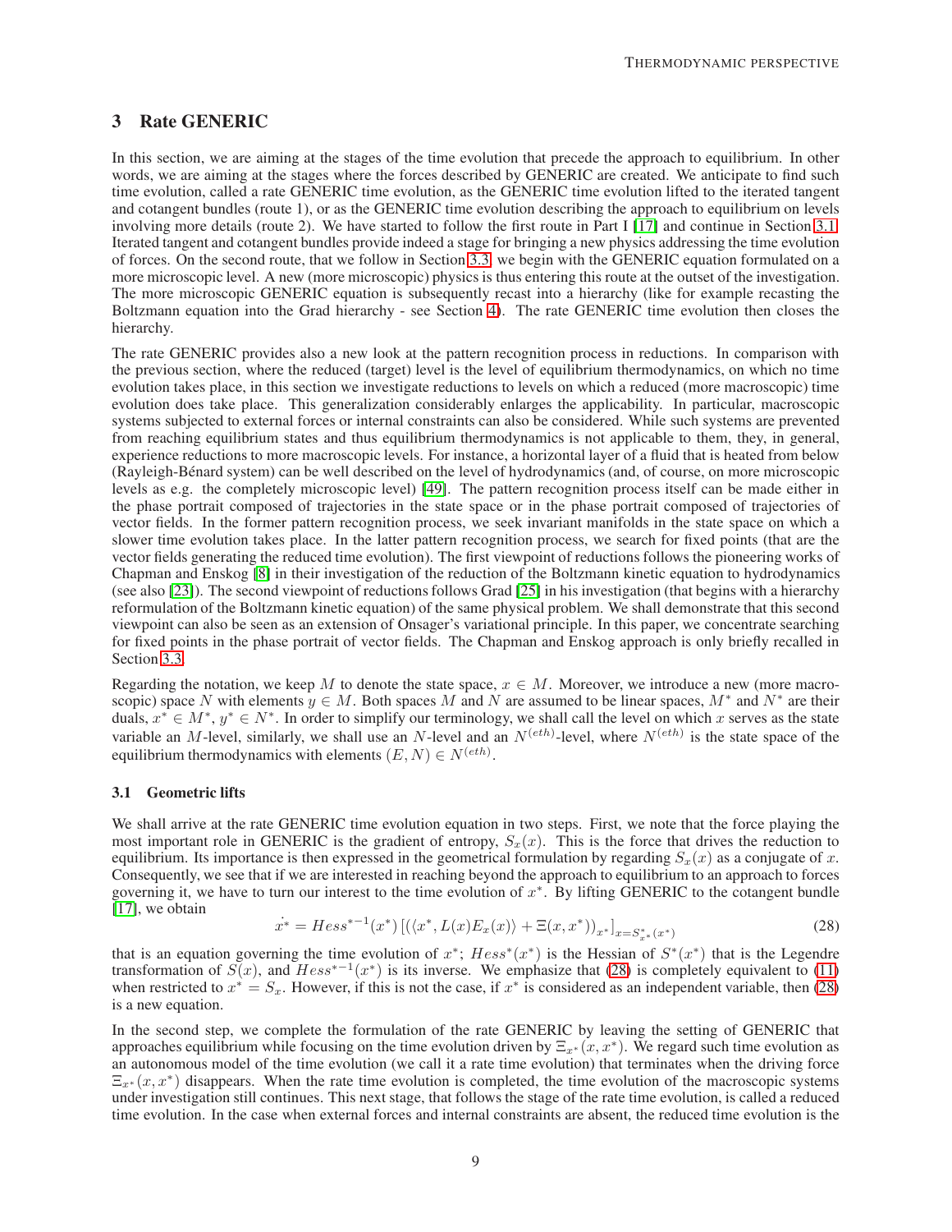## 3 Rate GENERIC

In this section, we are aiming at the stages of the time evolution that precede the approach to equilibrium. In other words, we are aiming at the stages where the forces described by GENERIC are created. We anticipate to find such time evolution, called a rate GENERIC time evolution, as the GENERIC time evolution lifted to the iterated tangent and cotangent bundles (route 1), or as the GENERIC time evolution describing the approach to equilibrium on levels involving more details (route 2). We have started to follow the first route in Part I [17] and continue in Section 3.1. Iterated tangent and cotangent bundles provide indeed a stage for bringing a new physics addressing the time evolution of forces. On the second route, that we follow in Section 3.3, we begin with the GENERIC equation formulated on a more microscopic level. A new (more microscopic) physics is thus entering this route at the outset of the investigation. The more microscopic GENERIC equation is subsequently recast into a hierarchy (like for example recasting the Boltzmann equation into the Grad hierarchy - see Section 4). The rate GENERIC time evolution then closes the hierarchy.

The rate GENERIC provides also a new look at the pattern recognition process in reductions. In comparison with the previous section, where the reduced (target) level is the level of equilibrium thermodynamics, on which no time evolution takes place, in this section we investigate reductions to levels on which a reduced (more macroscopic) time evolution does take place. This generalization considerably enlarges the applicability. In particular, macroscopic systems subjected to external forces or internal constraints can also be considered. While such systems are prevented from reaching equilibrium states and thus equilibrium thermodynamics is not applicable to them, they, in general, experience reductions to more macroscopic levels. For instance, a horizontal layer of a fluid that is heated from below (Rayleigh-Bénard system) can be well described on the level of hydrodynamics (and, of course, on more microscopic levels as e.g. the completely microscopic level) [49]. The pattern recognition process itself can be made either in the phase portrait composed of trajectories in the state space or in the phase portrait composed of trajectories of vector fields. In the former pattern recognition process, we seek invariant manifolds in the state space on which a slower time evolution takes place. In the latter pattern recognition process, we search for fixed points (that are the vector fields generating the reduced time evolution). The first viewpoint of reductions follows the pioneering works of Chapman and Enskog [8] in their investigation of the reduction of the Boltzmann kinetic equation to hydrodynamics (see also [23]). The second viewpoint of reductions follows Grad [25] in his investigation (that begins with a hierarchy reformulation of the Boltzmann kinetic equation) of the same physical problem. We shall demonstrate that this second viewpoint can also be seen as an extension of Onsager's variational principle. In this paper, we concentrate searching for fixed points in the phase portrait of vector fields. The Chapman and Enskog approach is only briefly recalled in Section 3.3.

Regarding the notation, we keep $M$ to denote the state space, $x \in M$. Moreover, we introduce a new (more macroscopic) space $N$ with elements $y \in M$. Both spaces $M$ and $N$ are assumed to be linear spaces, $M^*$ and $N^*$ are their duals, $x^* \in M^*$, $y^* \in N^*$. In order to simplify our terminology, we shall call the level on which $x$ serves as the state variable an $M$-level, similarly, we shall use an $N$-level and an $N^{(eth)}$-level, where $N^{(eth)}$ is the state space of the equilibrium thermodynamics with elements $(E, N) \in N^{(eth)}$.

### 3.1 Geometric lifts

We shall arrive at the rate GENERIC time evolution equation in two steps. First, we note that the force playing the most important role in GENERIC is the gradient of entropy, $S_x(x)$. This is the force that drives the reduction to equilibrium. Its importance is then expressed in the geometrical formulation by regarding $S_x(x)$ as a conjugate of $x$. Consequently, we see that if we are interested in reaching beyond the approach to equilibrium to an approach to forces governing it, we have to turn our interest to the time evolution of $x^*$. By lifting GENERIC to the cotangent bundle [17], we obtain

$$\dot{x^*} = Hess^{*-1}(x^*)\left[(\langle x^*, L(x)E_x(x)\rangle + \Xi(x, x^*))_{x^*}\right]_{x=S^*_{x^*}(x^*)} \tag{28}$$

that is an equation governing the time evolution of $x^*$; $Hess^*(x^*)$ is the Hessian of $S^*(x^*)$ that is the Legendre transformation of $S(x)$, and $Hess^{*-1}(x^*)$ is its inverse. We emphasize that (28) is completely equivalent to (11) when restricted to $x^* = S_x$. However, if this is not the case, if $x^*$ is considered as an independent variable, then (28) is a new equation.

In the second step, we complete the formulation of the rate GENERIC by leaving the setting of GENERIC that approaches equilibrium while focusing on the time evolution driven by $\Xi_{x^*}(x, x^*)$. We regard such time evolution as an autonomous model of the time evolution (we call it a rate time evolution) that terminates when the driving force $\Xi_{x^*}(x, x^*)$ disappears. When the rate time evolution is completed, the time evolution of the macroscopic systems under investigation still continues. This next stage, that follows the stage of the rate time evolution, is called a reduced time evolution. In the case when external forces and internal constraints are absent, the reduced time evolution is the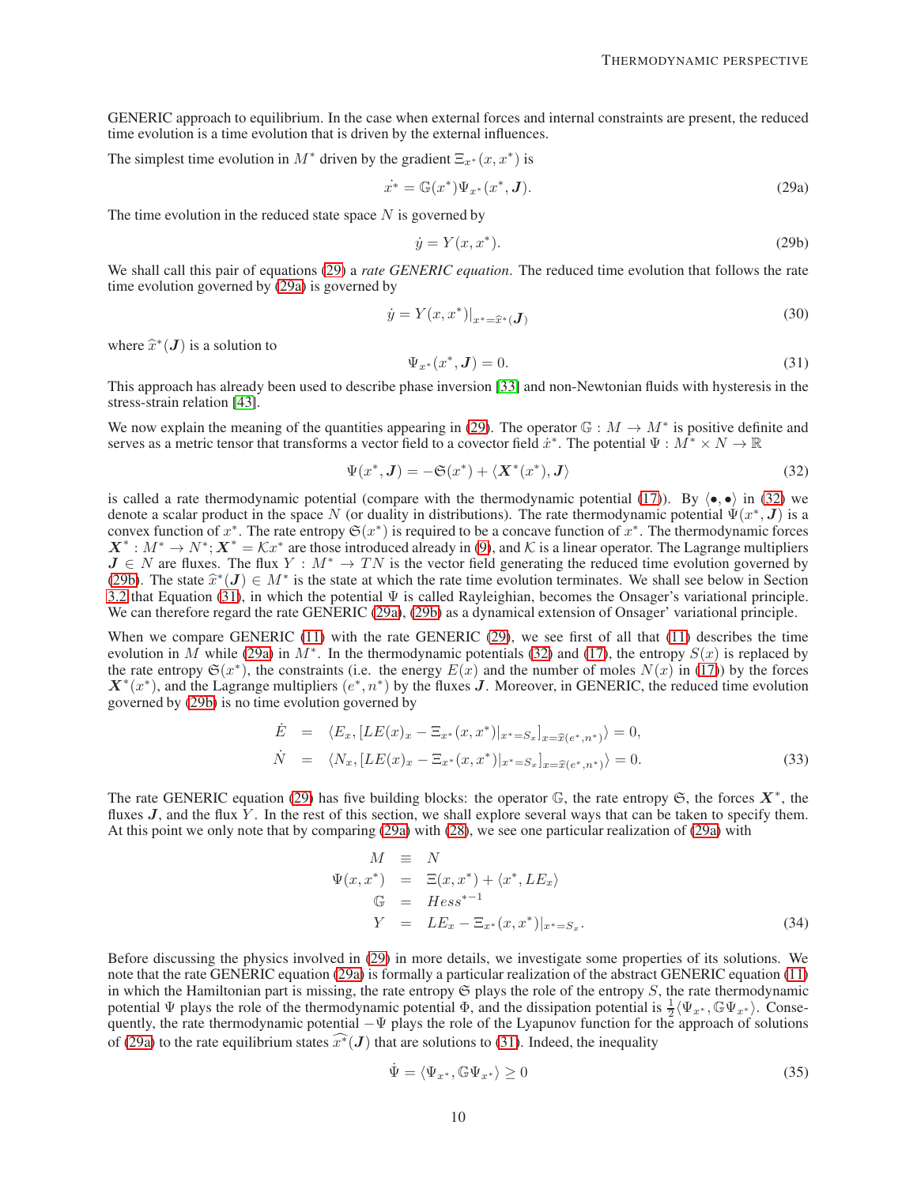GENERIC approach to equilibrium. In the case when external forces and internal constraints are present, the reduced time evolution is a time evolution that is driven by the external influences.

The simplest time evolution in $M^*$ driven by the gradient $\Xi_{x^*}(x, x^*)$ is

$$\dot{x^*} = \mathbb{G}(x^*)\Psi_{x^*}(x^*, \boldsymbol{J}). \tag{29a}$$

The time evolution in the reduced state space $N$ is governed by

$$\dot{y} = Y(x, x^*). \tag{29b}$$

We shall call this pair of equations (29) a *rate GENERIC equation*. The reduced time evolution that follows the rate time evolution governed by (29a) is governed by

$$\dot{y} = Y(x, x^*)|_{x^* = \widehat{x}^*(\boldsymbol{J})} \tag{30}$$

where $\widehat{x}^*(\boldsymbol{J})$ is a solution to

$$\Psi_{x^*}(x^*, \boldsymbol{J}) = 0. \tag{31}$$

This approach has already been used to describe phase inversion [33] and non-Newtonian fluids with hysteresis in the stress-strain relation [43].

We now explain the meaning of the quantities appearing in (29). The operator $\mathbb{G} : M \to M^*$ is positive definite and serves as a metric tensor that transforms a vector field to a covector field $\dot{x}^*$. The potential $\Psi : M^* \times N \to \mathbb{R}$

$$\Psi(x^*, \boldsymbol{J}) = -\mathfrak{S}(x^*) + \langle \boldsymbol{X}^*(x^*), \boldsymbol{J}\rangle \tag{32}$$

is called a rate thermodynamic potential (compare with the thermodynamic potential (17)). By $\langle \bullet, \bullet \rangle$ in (32) we denote a scalar product in the space $N$ (or duality in distributions). The rate thermodynamic potential $\Psi(x^*, \boldsymbol{J})$ is a convex function of $x^*$. The rate entropy $\mathfrak{S}(x^*)$ is required to be a concave function of $x^*$. The thermodynamic forces $\boldsymbol{X}^* : M^* \to N^*; \boldsymbol{X}^* = \mathcal{K}x^*$ are those introduced already in (9), and $\mathcal{K}$ is a linear operator. The Lagrange multipliers $\boldsymbol{J} \in N$ are fluxes. The flux $Y : M^* \to TN$ is the vector field generating the reduced time evolution governed by (29b). The state $\widehat{x}^*(\boldsymbol{J}) \in M^*$ is the state at which the rate time evolution terminates. We shall see below in Section 3.2 that Equation (31), in which the potential $\Psi$ is called Rayleighian, becomes the Onsager's variational principle. We can therefore regard the rate GENERIC (29a), (29b) as a dynamical extension of Onsager' variational principle.

When we compare GENERIC (11) with the rate GENERIC (29), we see first of all that (11) describes the time evolution in $M$ while (29a) in $M^*$. In the thermodynamic potentials (32) and (17), the entropy $S(x)$ is replaced by the rate entropy $\mathfrak{S}(x^*)$, the constraints (i.e. the energy $E(x)$ and the number of moles $N(x)$ in (17)) by the forces $\boldsymbol{X}^*(x^*)$, and the Lagrange multipliers $(e^*, n^*)$ by the fluxes $\boldsymbol{J}$. Moreover, in GENERIC, the reduced time evolution governed by (29b) is no time evolution governed by

$$
\begin{aligned}
\dot{E} &= \langle E_x, [LE(x)_x - \Xi_{x^*}(x, x^*)|_{x^* = S_x}]_{x = \widehat{x}(e^*, n^*)}\rangle = 0, \\
\dot{N} &= \langle N_x, [LE(x)_x - \Xi_{x^*}(x, x^*)|_{x^* = S_x}]_{x = \widehat{x}(e^*, n^*)}\rangle = 0.
\end{aligned} \tag{33}
$$

The rate GENERIC equation (29) has five building blocks: the operator $\mathbb{G}$, the rate entropy $\mathfrak{S}$, the forces $\boldsymbol{X}^*$, the fluxes $\boldsymbol{J}$, and the flux $Y$. In the rest of this section, we shall explore several ways that can be taken to specify them. At this point we only note that by comparing (29a) with (28), we see one particular realization of (29a) with

$$
\begin{aligned}
M &\equiv N \\
\Psi(x, x^*) &= \Xi(x, x^*) + \langle x^*, LE_x\rangle \\
\mathbb{G} &= Hess^{*-1} \\
Y &= LE_x - \Xi_{x^*}(x, x^*)|_{x^* = S_x}.
\end{aligned} \tag{34}
$$

Before discussing the physics involved in (29) in more details, we investigate some properties of its solutions. We note that the rate GENERIC equation (29a) is formally a particular realization of the abstract GENERIC equation (11) in which the Hamiltonian part is missing, the rate entropy $\mathfrak{S}$ plays the role of the entropy $S$, the rate thermodynamic potential $\Psi$ plays the role of the thermodynamic potential $\Phi$, and the dissipation potential is $\frac{1}{2}\langle \Psi_{x^*}, \mathbb{G}\Psi_{x^*}\rangle$. Consequently, the rate thermodynamic potential $-\Psi$ plays the role of the Lyapunov function for the approach of solutions of (29a) to the rate equilibrium states $\widehat{x^*}(\boldsymbol{J})$ that are solutions to (31). Indeed, the inequality

$$\dot{\Psi} = \langle \Psi_{x^*}, \mathbb{G}\Psi_{x^*}\rangle \geq 0 \tag{35}$$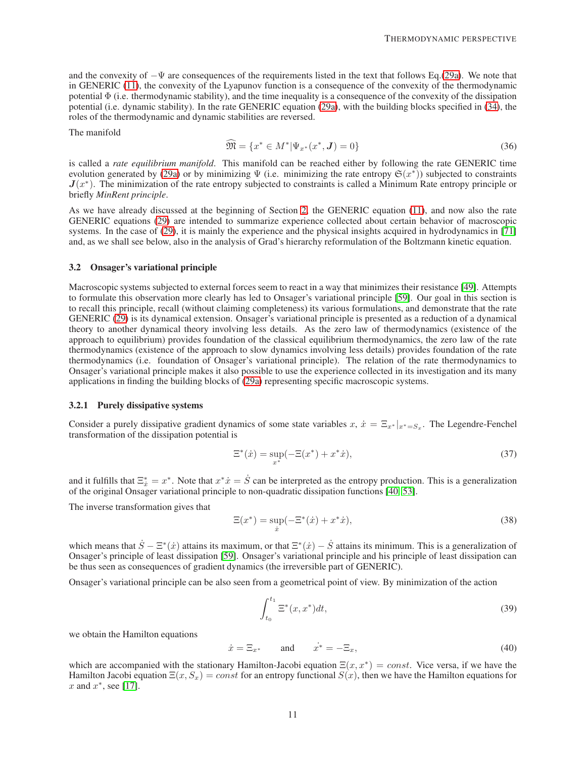and the convexity of $-\Psi$ are consequences of the requirements listed in the text that follows Eq.(29a). We note that in GENERIC (11), the convexity of the Lyapunov function is a consequence of the convexity of the thermodynamic potential $\Phi$ (i.e. thermodynamic stability), and the time inequality is a consequence of the convexity of the dissipation potential (i.e. dynamic stability). In the rate GENERIC equation (29a), with the building blocks specified in (34), the roles of the thermodynamic and dynamic stabilities are reversed.

The manifold

$$\widehat{\mathfrak{M}} = \{x^* \in M^* | \Psi_{x^*}(x^*, \boldsymbol{J}) = 0\} \tag{36}$$

is called a *rate equilibrium manifold*. This manifold can be reached either by following the rate GENERIC time evolution generated by (29a) or by minimizing $\Psi$ (i.e. minimizing the rate entropy $\mathfrak{S}(x^*)$) subjected to constraints $\boldsymbol{J}(x^*)$. The minimization of the rate entropy subjected to constraints is called a Minimum Rate entropy principle or briefly *MinRent principle*.

As we have already discussed at the beginning of Section 2, the GENERIC equation (11), and now also the rate GENERIC equations (29) are intended to summarize experience collected about certain behavior of macroscopic systems. In the case of (29), it is mainly the experience and the physical insights acquired in hydrodynamics in [71] and, as we shall see below, also in the analysis of Grad's hierarchy reformulation of the Boltzmann kinetic equation.

### 3.2 Onsager's variational principle

Macroscopic systems subjected to external forces seem to react in a way that minimizes their resistance [49]. Attempts to formulate this observation more clearly has led to Onsager's variational principle [59]. Our goal in this section is to recall this principle, recall (without claiming completeness) its various formulations, and demonstrate that the rate GENERIC (29) is its dynamical extension. Onsager's variational principle is presented as a reduction of a dynamical theory to another dynamical theory involving less details. As the zero law of thermodynamics (existence of the approach to equilibrium) provides foundation of the classical equilibrium thermodynamics, the zero law of the rate thermodynamics (existence of the approach to slow dynamics involving less details) provides foundation of the rate thermodynamics (i.e. foundation of Onsager's variational principle). The relation of the rate thermodynamics to Onsager's variational principle makes it also possible to use the experience collected in its investigation and its many applications in finding the building blocks of (29a) representing specific macroscopic systems.

#### 3.2.1 Purely dissipative systems

Consider a purely dissipative gradient dynamics of some state variables $x$, $\dot{x} = \Xi_{x^*}|_{x^*=S_x}$. The Legendre-Fenchel transformation of the dissipation potential is

$$\Xi^*(\dot{x}) = \sup_{x^*}(-\Xi(x^*) + x^*\dot{x}), \tag{37}$$

and it fulfills that $\Xi^*_{\dot{x}} = x^*$. Note that $x^*\dot{x} = \dot{S}$ can be interpreted as the entropy production. This is a generalization of the original Onsager variational principle to non-quadratic dissipation functions [40, 53].

The inverse transformation gives that

$$\Xi(x^*) = \sup_{\dot{x}}(-\Xi^*(\dot{x}) + x^*\dot{x}), \tag{38}$$

which means that $\dot{S} - \Xi^*(\dot{x})$ attains its maximum, or that $\Xi^*(\dot{x}) - \dot{S}$ attains its minimum. This is a generalization of Onsager's principle of least dissipation [59]. Onsager's variational principle and his principle of least dissipation can be thus seen as consequences of gradient dynamics (the irreversible part of GENERIC).

Onsager's variational principle can be also seen from a geometrical point of view. By minimization of the action

$$\int_{t_0}^{t_1} \Xi^*(x, x^*)dt, \tag{39}$$

we obtain the Hamilton equations

$$\dot{x} = \Xi_{x^*} \qquad \text{and} \qquad \dot{x^*} = -\Xi_x, \tag{40}$$

which are accompanied with the stationary Hamilton-Jacobi equation $\Xi(x, x^*) = const$. Vice versa, if we have the Hamilton Jacobi equation $\Xi(x, S_x) = const$ for an entropy functional $S(x)$, then we have the Hamilton equations for $x$ and $x^*$, see [17].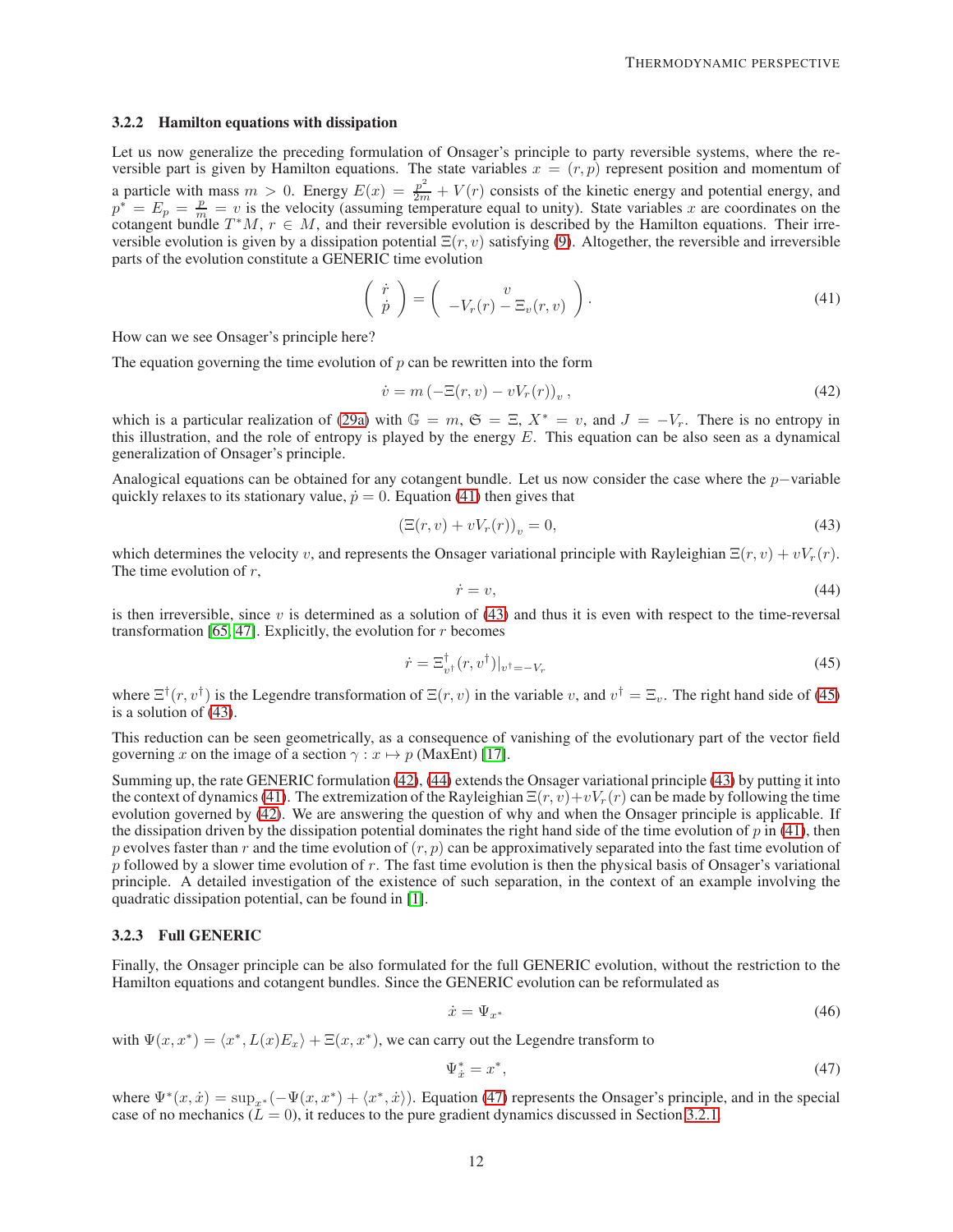### 3.2.2 Hamilton equations with dissipation

Let us now generalize the preceding formulation of Onsager's principle to party reversible systems, where the reversible part is given by Hamilton equations. The state variables $x = (r, p)$ represent position and momentum of a particle with mass $m > 0$. Energy $E(x) = \frac{p^2}{2m} + V(r)$ consists of the kinetic energy and potential energy, and $p^* = E_p = \frac{p}{m} = v$ is the velocity (assuming temperature equal to unity). State variables $x$ are coordinates on the cotangent bundle $T^*M$, $r \in M$, and their reversible evolution is described by the Hamilton equations. Their irreversible evolution is given by a dissipation potential $\Xi(r, v)$ satisfying (9). Altogether, the reversible and irreversible parts of the evolution constitute a GENERIC time evolution

$$
\begin{pmatrix} \dot{r} \\ \dot{p} \end{pmatrix} = \begin{pmatrix} v \\ -V_r(r) - \Xi_v(r, v) \end{pmatrix}. \tag{41}
$$

How can we see Onsager's principle here?

The equation governing the time evolution of $p$ can be rewritten into the form

$$
\dot{v} = m \left( -\Xi(r, v) - vV_r(r) \right)_v, \tag{42}
$$

which is a particular realization of (29a) with $\mathbb{G} = m$, $\mathfrak{S} = \Xi$, $X^* = v$, and $J = -V_r$. There is no entropy in this illustration, and the role of entropy is played by the energy $E$. This equation can be also seen as a dynamical generalization of Onsager's principle.

Analogical equations can be obtained for any cotangent bundle. Let us now consider the case where the $p-$variable quickly relaxes to its stationary value, $\dot{p} = 0$. Equation (41) then gives that

$$
\left( \Xi(r, v) + vV_r(r) \right)_v = 0, \tag{43}
$$

which determines the velocity $v$, and represents the Onsager variational principle with Rayleighian $\Xi(r, v) + vV_r(r)$. The time evolution of $r$,

$$
\dot{r} = v, \tag{44}
$$

is then irreversible, since $v$ is determined as a solution of (43) and thus it is even with respect to the time-reversal transformation [65, 47]. Explicitly, the evolution for $r$ becomes

$$
\dot{r} = \Xi^\dagger_{v^\dagger}(r, v^\dagger)|_{v^\dagger = -V_r} \tag{45}
$$

where $\Xi^\dagger(r, v^\dagger)$ is the Legendre transformation of $\Xi(r, v)$ in the variable $v$, and $v^\dagger = \Xi_v$. The right hand side of (45) is a solution of (43).

This reduction can be seen geometrically, as a consequence of vanishing of the evolutionary part of the vector field governing $x$ on the image of a section $\gamma : x \mapsto p$ (MaxEnt) [17].

Summing up, the rate GENERIC formulation (42), (44) extends the Onsager variational principle (43) by putting it into the context of dynamics (41). The extremization of the Rayleighian $\Xi(r, v) + vV_r(r)$ can be made by following the time evolution governed by (42). We are answering the question of why and when the Onsager principle is applicable. If the dissipation driven by the dissipation potential dominates the right hand side of the time evolution of $p$ in (41), then $p$ evolves faster than $r$ and the time evolution of $(r, p)$ can be approximatively separated into the fast time evolution of $p$ followed by a slower time evolution of $r$. The fast time evolution is then the physical basis of Onsager's variational principle. A detailed investigation of the existence of such separation, in the context of an example involving the quadratic dissipation potential, can be found in [1].

### 3.2.3 Full GENERIC

Finally, the Onsager principle can be also formulated for the full GENERIC evolution, without the restriction to the Hamilton equations and cotangent bundles. Since the GENERIC evolution can be reformulated as

$$
\dot{x} = \Psi_{x^*} \tag{46}
$$

with $\Psi(x, x^*) = \langle x^*, L(x)E_x \rangle + \Xi(x, x^*)$, we can carry out the Legendre transform to

$$
\Psi^*_{\dot{x}} = x^*, \tag{47}
$$

where $\Psi^*(x, \dot{x}) = \sup_{x^*}(-\Psi(x, x^*) + \langle x^*, \dot{x} \rangle)$. Equation (47) represents the Onsager's principle, and in the special case of no mechanics ($L = 0$), it reduces to the pure gradient dynamics discussed in Section 3.2.1.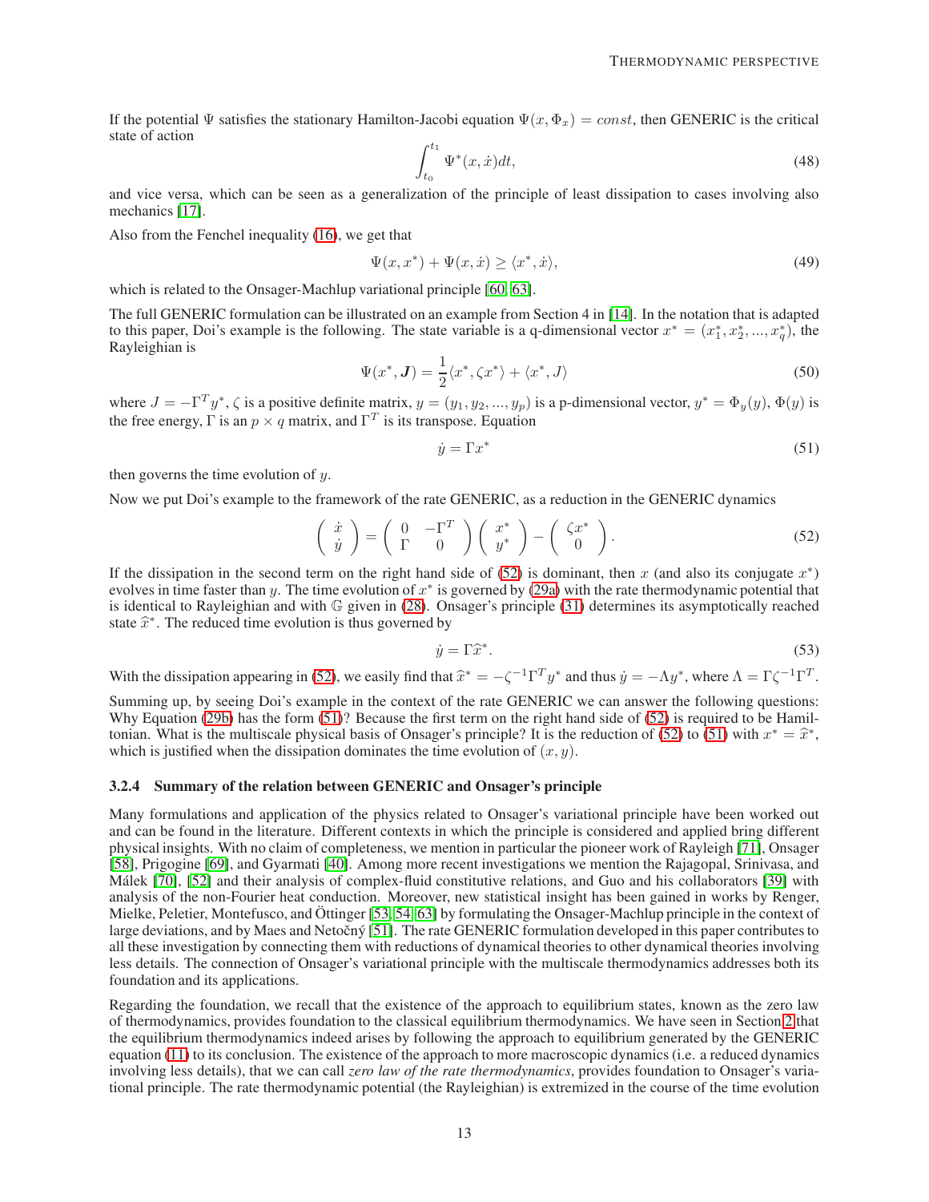If the potential $\Psi$ satisfies the stationary Hamilton-Jacobi equation $\Psi(x, \Phi_x) = const$, then GENERIC is the critical state of action

$$\int_{t_0}^{t_1} \Psi^*(x, \dot{x}) dt, \tag{48}$$

and vice versa, which can be seen as a generalization of the principle of least dissipation to cases involving also mechanics [17].

Also from the Fenchel inequality (16), we get that

$$\Psi(x, x^*) + \Psi(x, \dot{x}) \geq \langle x^*, \dot{x} \rangle, \tag{49}$$

which is related to the Onsager-Machlup variational principle [60, 63].

The full GENERIC formulation can be illustrated on an example from Section 4 in [14]. In the notation that is adapted to this paper, Doi's example is the following. The state variable is a q-dimensional vector $x^* = (x_1^*, x_2^*, ..., x_q^*)$, the Rayleighian is

$$\Psi(x^*, \boldsymbol{J}) = \frac{1}{2}\langle x^*, \zeta x^* \rangle + \langle x^*, J \rangle \tag{50}$$

where $J = -\Gamma^T y^*$, $\zeta$ is a positive definite matrix, $y = (y_1, y_2, ..., y_p)$ is a p-dimensional vector, $y^* = \Phi_y(y)$, $\Phi(y)$ is the free energy, $\Gamma$ is an $p \times q$ matrix, and $\Gamma^T$ is its transpose. Equation

$$\dot{y} = \Gamma x^* \tag{51}$$

then governs the time evolution of $y$.

Now we put Doi's example to the framework of the rate GENERIC, as a reduction in the GENERIC dynamics

$$\begin{pmatrix} \dot{x} \\ \dot{y} \end{pmatrix} = \begin{pmatrix} 0 & -\Gamma^T \\ \Gamma & 0 \end{pmatrix} \begin{pmatrix} x^* \\ y^* \end{pmatrix} - \begin{pmatrix} \zeta x^* \\ 0 \end{pmatrix}. \tag{52}$$

If the dissipation in the second term on the right hand side of (52) is dominant, then $x$ (and also its conjugate $x^*$) evolves in time faster than $y$. The time evolution of $x^*$ is governed by (29a) with the rate thermodynamic potential that is identical to Rayleighian and with $\mathbb{G}$ given in (28). Onsager's principle (31) determines its asymptotically reached state $\widehat{x}^*$. The reduced time evolution is thus governed by

$$\dot{y} = \Gamma \widehat{x}^*. \tag{53}$$

With the dissipation appearing in (52), we easily find that $\widehat{x}^* = -\zeta^{-1}\Gamma^T y^*$ and thus $\dot{y} = -\Lambda y^*$, where $\Lambda = \Gamma\zeta^{-1}\Gamma^T$.

Summing up, by seeing Doi's example in the context of the rate GENERIC we can answer the following questions: Why Equation (29b) has the form (51)? Because the first term on the right hand side of (52) is required to be Hamiltonian. What is the multiscale physical basis of Onsager's principle? It is the reduction of (52) to (51) with $x^* = \widehat{x}^*$, which is justified when the dissipation dominates the time evolution of $(x, y)$.

#### 3.2.4 Summary of the relation between GENERIC and Onsager's principle

Many formulations and application of the physics related to Onsager's variational principle have been worked out and can be found in the literature. Different contexts in which the principle is considered and applied bring different physical insights. With no claim of completeness, we mention in particular the pioneer work of Rayleigh [71], Onsager [58], Prigogine [69], and Gyarmati [40]. Among more recent investigations we mention the Rajagopal, Srinivasa, and Málek [70], [52] and their analysis of complex-fluid constitutive relations, and Guo and his collaborators [39] with analysis of the non-Fourier heat conduction. Moreover, new statistical insight has been gained in works by Renger, Mielke, Peletier, Montefusco, and Öttinger [53, 54, 63] by formulating the Onsager-Machlup principle in the context of large deviations, and by Maes and Netočný [51]. The rate GENERIC formulation developed in this paper contributes to all these investigation by connecting them with reductions of dynamical theories to other dynamical theories involving less details. The connection of Onsager's variational principle with the multiscale thermodynamics addresses both its foundation and its applications.

Regarding the foundation, we recall that the existence of the approach to equilibrium states, known as the zero law of thermodynamics, provides foundation to the classical equilibrium thermodynamics. We have seen in Section 2 that the equilibrium thermodynamics indeed arises by following the approach to equilibrium generated by the GENERIC equation (11) to its conclusion. The existence of the approach to more macroscopic dynamics (i.e. a reduced dynamics involving less details), that we can call *zero law of the rate thermodynamics*, provides foundation to Onsager's variational principle. The rate thermodynamic potential (the Rayleighian) is extremized in the course of the time evolution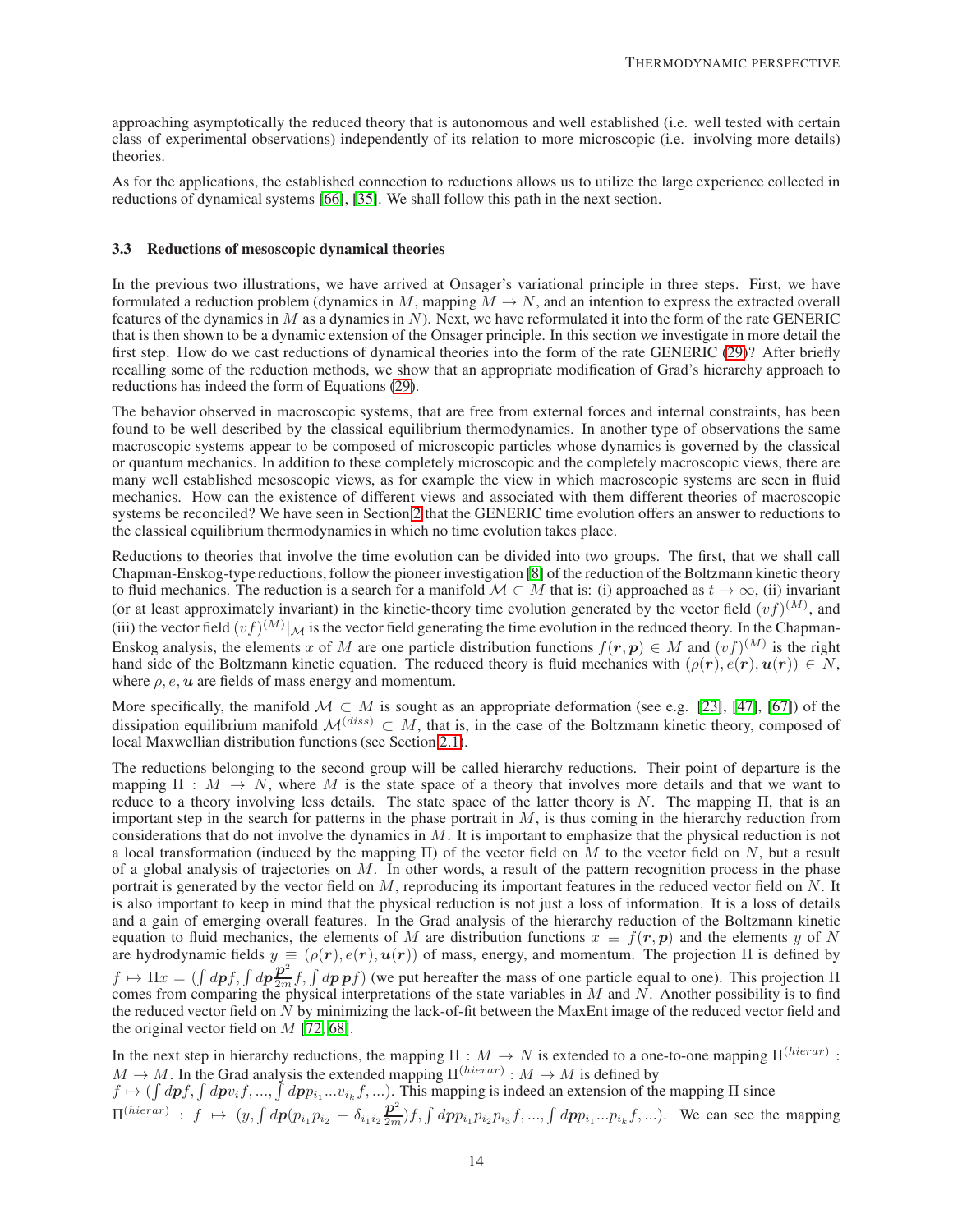approaching asymptotically the reduced theory that is autonomous and well established (i.e. well tested with certain class of experimental observations) independently of its relation to more microscopic (i.e. involving more details) theories.

As for the applications, the established connection to reductions allows us to utilize the large experience collected in reductions of dynamical systems [66], [35]. We shall follow this path in the next section.

### 3.3 Reductions of mesoscopic dynamical theories

In the previous two illustrations, we have arrived at Onsager's variational principle in three steps. First, we have formulated a reduction problem (dynamics in $M$, mapping $M \to N$, and an intention to express the extracted overall features of the dynamics in $M$ as a dynamics in $N$). Next, we have reformulated it into the form of the rate GENERIC that is then shown to be a dynamic extension of the Onsager principle. In this section we investigate in more detail the first step. How do we cast reductions of dynamical theories into the form of the rate GENERIC (29)? After briefly recalling some of the reduction methods, we show that an appropriate modification of Grad's hierarchy approach to reductions has indeed the form of Equations (29).

The behavior observed in macroscopic systems, that are free from external forces and internal constraints, has been found to be well described by the classical equilibrium thermodynamics. In another type of observations the same macroscopic systems appear to be composed of microscopic particles whose dynamics is governed by the classical or quantum mechanics. In addition to these completely microscopic and the completely macroscopic views, there are many well established mesoscopic views, as for example the view in which macroscopic systems are seen in fluid mechanics. How can the existence of different views and associated with them different theories of macroscopic systems be reconciled? We have seen in Section 2 that the GENERIC time evolution offers an answer to reductions to the classical equilibrium thermodynamics in which no time evolution takes place.

Reductions to theories that involve the time evolution can be divided into two groups. The first, that we shall call Chapman-Enskog-type reductions, follow the pioneer investigation [8] of the reduction of the Boltzmann kinetic theory to fluid mechanics. The reduction is a search for a manifold $\mathcal{M} \subset M$ that is: (i) approached as $t \to \infty$, (ii) invariant (or at least approximately invariant) in the kinetic-theory time evolution generated by the vector field $(vf)^{(M)}$, and (iii) the vector field $(vf)^{(M)}|_{\mathcal{M}}$ is the vector field generating the time evolution in the reduced theory. In the Chapman-Enskog analysis, the elements $x$ of $M$ are one particle distribution functions $f(\boldsymbol{r},\boldsymbol{p}) \in M$ and $(vf)^{(M)}$ is the right hand side of the Boltzmann kinetic equation. The reduced theory is fluid mechanics with $(\rho(\boldsymbol{r}), e(\boldsymbol{r}), \boldsymbol{u}(\boldsymbol{r})) \in N$, where $\rho, e, \boldsymbol{u}$ are fields of mass energy and momentum.

More specifically, the manifold $\mathcal{M} \subset M$ is sought as an appropriate deformation (see e.g. [23], [47], [67]) of the dissipation equilibrium manifold $\mathcal{M}^{(diss)} \subset M$, that is, in the case of the Boltzmann kinetic theory, composed of local Maxwellian distribution functions (see Section 2.1).

The reductions belonging to the second group will be called hierarchy reductions. Their point of departure is the mapping $\Pi : M \to N$, where $M$ is the state space of a theory that involves more details and that we want to reduce to a theory involving less details. The state space of the latter theory is $N$. The mapping $\Pi$, that is an important step in the search for patterns in the phase portrait in $M$, is thus coming in the hierarchy reduction from considerations that do not involve the dynamics in $M$. It is important to emphasize that the physical reduction is not a local transformation (induced by the mapping $\Pi$) of the vector field on $M$ to the vector field on $N$, but a result of a global analysis of trajectories on $M$. In other words, a result of the pattern recognition process in the phase portrait is generated by the vector field on $M$, reproducing its important features in the reduced vector field on $N$. It is also important to keep in mind that the physical reduction is not just a loss of information. It is a loss of details and a gain of emerging overall features. In the Grad analysis of the hierarchy reduction of the Boltzmann kinetic equation to fluid mechanics, the elements of $M$ are distribution functions $x \equiv f(\boldsymbol{r},\boldsymbol{p})$ and the elements $y$ of $N$ are hydrodynamic fields $y \equiv (\rho(\boldsymbol{r}), e(\boldsymbol{r}), \boldsymbol{u}(\boldsymbol{r}))$ of mass, energy, and momentum. The projection $\Pi$ is defined by $f \mapsto \Pi x = (\int d\boldsymbol{p} f, \int d\boldsymbol{p}\frac{\boldsymbol{p}^2}{2m} f, \int d\boldsymbol{p}\,\boldsymbol{p} f)$ (we put hereafter the mass of one particle equal to one). This projection $\Pi$ comes from comparing the physical interpretations of the state variables in $M$ and $N$. Another possibility is to find the reduced vector field on $N$ by minimizing the lack-of-fit between the MaxEnt image of the reduced vector field and the original vector field on $M$ [72, 68].

In the next step in hierarchy reductions, the mapping $\Pi : M \to N$ is extended to a one-to-one mapping $\Pi^{(hierar)} : M \to M$. In the Grad analysis the extended mapping $\Pi^{(hierar)} : M \to M$ is defined by $f \mapsto (\int d\boldsymbol{p} f, \int d\boldsymbol{p} v_i f, ..., \int d\boldsymbol{p} p_{i_1}...v_{i_k} f, ...)$. This mapping is indeed an extension of the mapping $\Pi$ since $\Pi^{(hierar)} : f \mapsto (y, \int d\boldsymbol{p}(p_{i_1}p_{i_2} - \delta_{i_1 i_2}\frac{\boldsymbol{p}^2}{2m}) f, \int d\boldsymbol{p} p_{i_1}p_{i_2}p_{i_3} f, ..., \int d\boldsymbol{p} p_{i_1}...p_{i_k} f, ...)$. We can see the mapping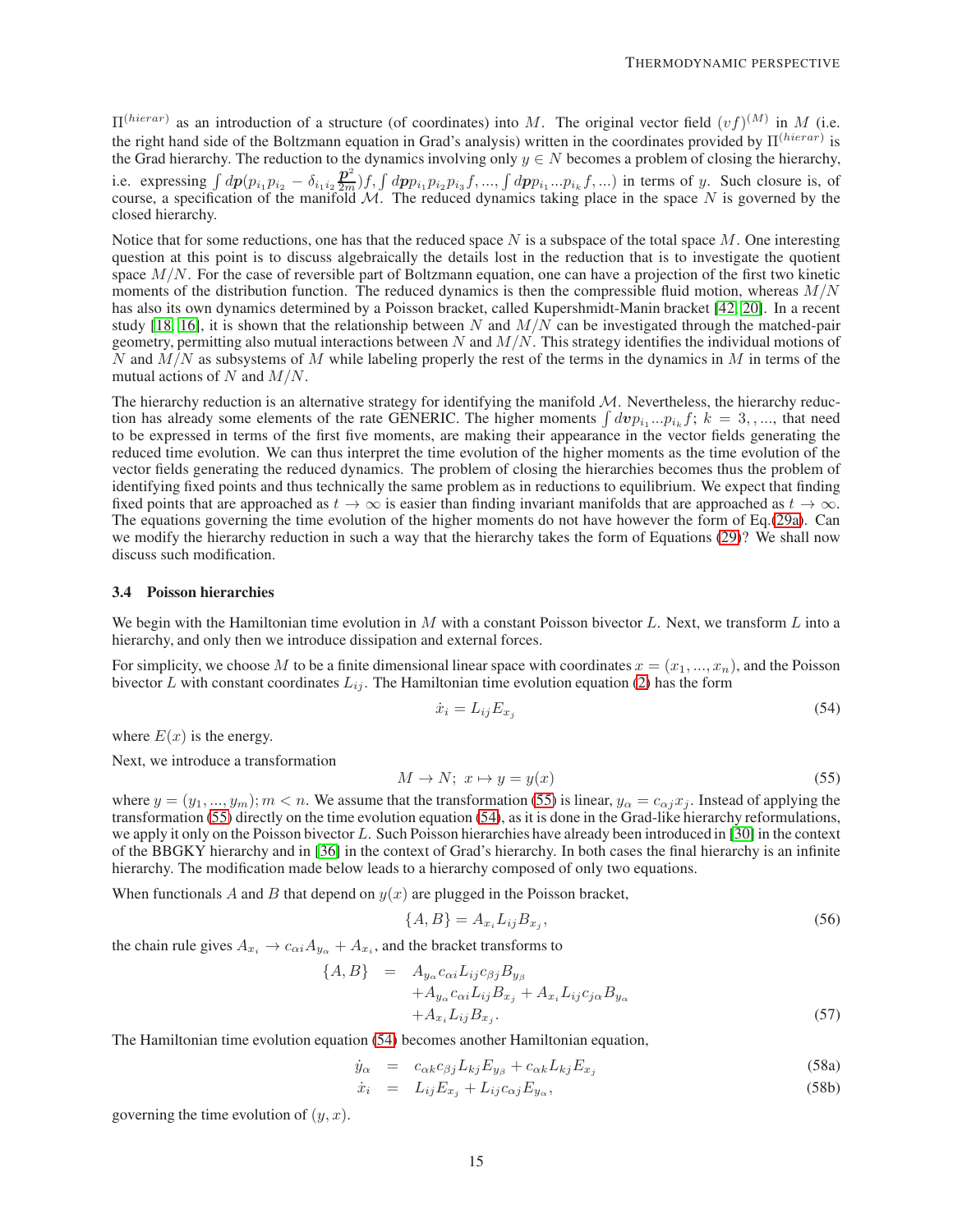$\Pi^{(hierar)}$ as an introduction of a structure (of coordinates) into $M$. The original vector field $(vf)^{(M)}$ in $M$ (i.e. the right hand side of the Boltzmann equation in Grad's analysis) written in the coordinates provided by $\Pi^{(hierar)}$ is the Grad hierarchy. The reduction to the dynamics involving only $y \in N$ becomes a problem of closing the hierarchy, i.e. expressing $\int d\boldsymbol{p}(p_{i_1}p_{i_2} - \delta_{i_1 i_2}\frac{\boldsymbol{p}^2}{2m})f, \int d\boldsymbol{p}p_{i_1}p_{i_2}p_{i_3}f, ..., \int d\boldsymbol{p}p_{i_1}...p_{i_k}f, ...)$ in terms of $y$. Such closure is, of course, a specification of the manifold $\mathcal{M}$. The reduced dynamics taking place in the space $N$ is governed by the closed hierarchy.

Notice that for some reductions, one has that the reduced space $N$ is a subspace of the total space $M$. One interesting question at this point is to discuss algebraically the details lost in the reduction that is to investigate the quotient space $M/N$. For the case of reversible part of Boltzmann equation, one can have a projection of the first two kinetic moments of the distribution function. The reduced dynamics is then the compressible fluid motion, whereas $M/N$ has also its own dynamics determined by a Poisson bracket, called Kupershmidt-Manin bracket [42, 20]. In a recent study [18, 16], it is shown that the relationship between $N$ and $M/N$ can be investigated through the matched-pair geometry, permitting also mutual interactions between $N$ and $M/N$. This strategy identifies the individual motions of $N$ and $M/N$ as subsystems of $M$ while labeling properly the rest of the terms in the dynamics in $M$ in terms of the mutual actions of $N$ and $M/N$.

The hierarchy reduction is an alternative strategy for identifying the manifold $\mathcal{M}$. Nevertheless, the hierarchy reduction has already some elements of the rate GENERIC. The higher moments $\int d\boldsymbol{v}p_{i_1}...p_{i_k}f;\ k = 3, , ...,$ that need to be expressed in terms of the first five moments, are making their appearance in the vector fields generating the reduced time evolution. We can thus interpret the time evolution of the higher moments as the time evolution of the vector fields generating the reduced dynamics. The problem of closing the hierarchies becomes thus the problem of identifying fixed points and thus technically the same problem as in reductions to equilibrium. We expect that finding fixed points that are approached as $t \to \infty$ is easier than finding invariant manifolds that are approached as $t \to \infty$. The equations governing the time evolution of the higher moments do not have however the form of Eq.(29a). Can we modify the hierarchy reduction in such a way that the hierarchy takes the form of Equations (29)? We shall now discuss such modification.

### 3.4 Poisson hierarchies

We begin with the Hamiltonian time evolution in $M$ with a constant Poisson bivector $L$. Next, we transform $L$ into a hierarchy, and only then we introduce dissipation and external forces.

For simplicity, we choose $M$ to be a finite dimensional linear space with coordinates $x = (x_1, ..., x_n)$, and the Poisson bivector $L$ with constant coordinates $L_{ij}$. The Hamiltonian time evolution equation (2) has the form

$$\dot{x}_i = L_{ij}E_{x_j} \tag{54}$$

where $E(x)$ is the energy.

Next, we introduce a transformation

$$M \to N;\ x \mapsto y = y(x) \tag{55}$$

where $y = (y_1, ..., y_m); m < n$. We assume that the transformation (55) is linear, $y_\alpha = c_{\alpha j}x_j$. Instead of applying the transformation (55) directly on the time evolution equation (54), as it is done in the Grad-like hierarchy reformulations, we apply it only on the Poisson bivector $L$. Such Poisson hierarchies have already been introduced in [30] in the context of the BBGKY hierarchy and in [36] in the context of Grad's hierarchy. In both cases the final hierarchy is an infinite hierarchy. The modification made below leads to a hierarchy composed of only two equations.

When functionals $A$ and $B$ that depend on $y(x)$ are plugged in the Poisson bracket,

$$\{A, B\} = A_{x_i}L_{ij}B_{x_j}, \tag{56}$$

the chain rule gives $A_{x_i} \to c_{\alpha i}A_{y_\alpha} + A_{x_i}$, and the bracket transforms to

$$\begin{aligned}
\{A, B\} &= A_{y_\alpha}c_{\alpha i}L_{ij}c_{\beta j}B_{y_\beta} \\
&\quad + A_{y_\alpha}c_{\alpha i}L_{ij}B_{x_j} + A_{x_i}L_{ij}c_{j\alpha}B_{y_\alpha} \\
&\quad + A_{x_i}L_{ij}B_{x_j}.
\end{aligned} \tag{57}$$

The Hamiltonian time evolution equation (54) becomes another Hamiltonian equation,

$$\dot{y}_\alpha = c_{\alpha k}c_{\beta j}L_{kj}E_{y_\beta} + c_{\alpha k}L_{kj}E_{x_j} \tag{58a}$$

$$\dot{x}_i = L_{ij}E_{x_j} + L_{ij}c_{\alpha j}E_{y_\alpha}, \tag{58b}$$

governing the time evolution of $(y, x)$.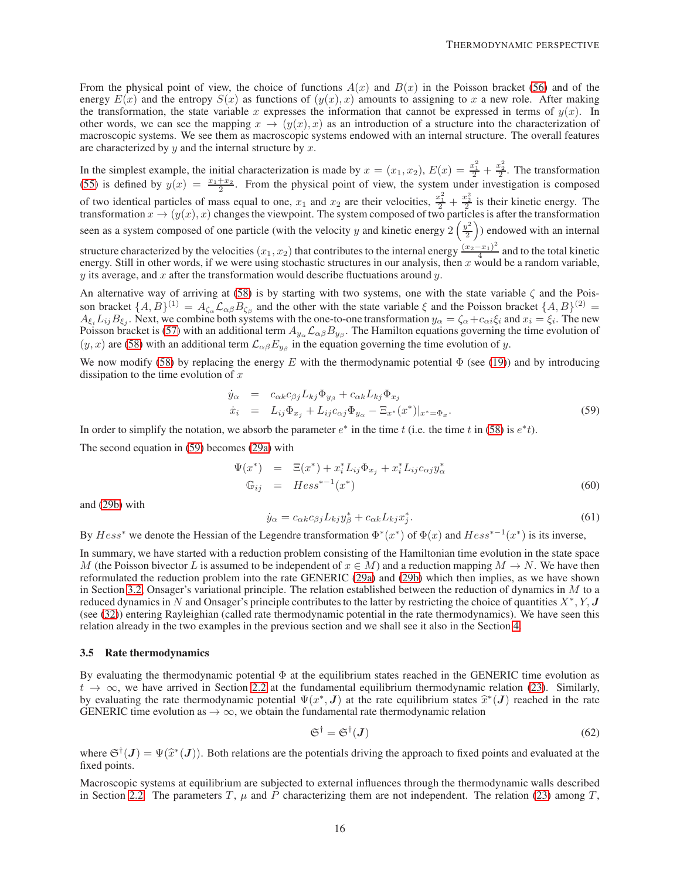From the physical point of view, the choice of functions $A(x)$ and $B(x)$ in the Poisson bracket (56) and of the energy $E(x)$ and the entropy $S(x)$ as functions of $(y(x), x)$ amounts to assigning to $x$ a new role. After making the transformation, the state variable $x$ expresses the information that cannot be expressed in terms of $y(x)$. In other words, we can see the mapping $x \to (y(x), x)$ as an introduction of a structure into the characterization of macroscopic systems. We see them as macroscopic systems endowed with an internal structure. The overall features are characterized by $y$ and the internal structure by $x$.

In the simplest example, the initial characterization is made by $x = (x_1, x_2)$, $E(x) = \frac{x_1^2}{2} + \frac{x_2^2}{2}$. The transformation (55) is defined by $y(x) = \frac{x_1+x_2}{2}$. From the physical point of view, the system under investigation is composed of two identical particles of mass equal to one, $x_1$ and $x_2$ are their velocities, $\frac{x_1^2}{2} + \frac{x_2^2}{2}$ is their kinetic energy. The transformation $x \to (y(x), x)$ changes the viewpoint. The system composed of two particles is after the transformation seen as a system composed of one particle (with the velocity $y$ and kinetic energy $2\left(\frac{y^2}{2}\right)$) endowed with an internal structure characterized by the velocities $(x_1, x_2)$ that contributes to the internal energy $\frac{(x_2-x_1)^2}{4}$ and to the total kinetic energy. Still in other words, if we were using stochastic structures in our analysis, then $x$ would be a random variable, $y$ its average, and $x$ after the transformation would describe fluctuations around $y$.

An alternative way of arriving at (58) is by starting with two systems, one with the state variable $\zeta$ and the Poisson bracket $\{A, B\}^{(1)} = A_{\zeta_\alpha}\mathcal{L}_{\alpha\beta}B_{\zeta_\beta}$ and the other with the state variable $\xi$ and the Poisson bracket $\{A, B\}^{(2)} = A_{\xi_i}L_{ij}B_{\xi_j}$. Next, we combine both systems with the one-to-one transformation $y_\alpha = \zeta_\alpha + c_{\alpha i}\xi_i$ and $x_i = \xi_i$. The new Poisson bracket is (57) with an additional term $A_{y_\alpha}\mathcal{L}_{\alpha\beta}B_{y_\beta}$. The Hamilton equations governing the time evolution of $(y, x)$ are (58) with an additional term $\mathcal{L}_{\alpha\beta}E_{y_\beta}$ in the equation governing the time evolution of $y$.

We now modify (58) by replacing the energy $E$ with the thermodynamic potential $\Phi$ (see (19)) and by introducing dissipation to the time evolution of $x$

$$
\begin{aligned}
\dot{y}_\alpha &= c_{\alpha k}c_{\beta j}L_{kj}\Phi_{y_\beta} + c_{\alpha k}L_{kj}\Phi_{x_j} \\
\dot{x}_i &= L_{ij}\Phi_{x_j} + L_{ij}c_{\alpha j}\Phi_{y_\alpha} - \Xi_{x^*}(x^*)|_{x^*=\Phi_x}.
\end{aligned}
\tag{59}
$$

In order to simplify the notation, we absorb the parameter $e^*$ in the time $t$ (i.e. the time $t$ in (58) is $e^*t$).

The second equation in (59) becomes (29a) with

$$
\begin{aligned}
\Psi(x^*) &= \Xi(x^*) + x_i^* L_{ij}\Phi_{x_j} + x_i^* L_{ij}c_{\alpha j}y_\alpha^* \\
\mathbb{G}_{ij} &= Hess^{*-1}(x^*)
\end{aligned}
\tag{60}
$$

and (29b) with

$$
\dot{y}_\alpha = c_{\alpha k}c_{\beta j}L_{kj}y_\beta^* + c_{\alpha k}L_{kj}x_j^*. \tag{61}
$$

By $Hess^*$ we denote the Hessian of the Legendre transformation $\Phi^*(x^*)$ of $\Phi(x)$ and $Hess^{*-1}(x^*)$ is its inverse,

In summary, we have started with a reduction problem consisting of the Hamiltonian time evolution in the state space $M$ (the Poisson bivector $L$ is assumed to be independent of $x \in M$) and a reduction mapping $M \to N$. We have then reformulated the reduction problem into the rate GENERIC (29a) and (29b) which then implies, as we have shown in Section 3.2, Onsager's variational principle. The relation established between the reduction of dynamics in $M$ to a reduced dynamics in $N$ and Onsager's principle contributes to the latter by restricting the choice of quantities $X^*, Y, \boldsymbol{J}$ (see (32)) entering Rayleighian (called rate thermodynamic potential in the rate thermodynamics). We have seen this relation already in the two examples in the previous section and we shall see it also in the Section 4.

### 3.5 Rate thermodynamics

By evaluating the thermodynamic potential $\Phi$ at the equilibrium states reached in the GENERIC time evolution as $t \to \infty$, we have arrived in Section 2.2 at the fundamental equilibrium thermodynamic relation (23). Similarly, by evaluating the rate thermodynamic potential $\Psi(x^*, \boldsymbol{J})$ at the rate equilibrium states $\widehat{x}^*(\boldsymbol{J})$ reached in the rate GENERIC time evolution as $\to \infty$, we obtain the fundamental rate thermodynamic relation

$$
\mathfrak{S}^\dagger = \mathfrak{S}^\dagger(\boldsymbol{J}) \tag{62}
$$

where $\mathfrak{S}^\dagger(\boldsymbol{J}) = \Psi(\widehat{x}^*(\boldsymbol{J}))$. Both relations are the potentials driving the approach to fixed points and evaluated at the fixed points.

Macroscopic systems at equilibrium are subjected to external influences through the thermodynamic walls described in Section 2.2. The parameters $T$, $\mu$ and $P$ characterizing them are not independent. The relation (23) among $T$,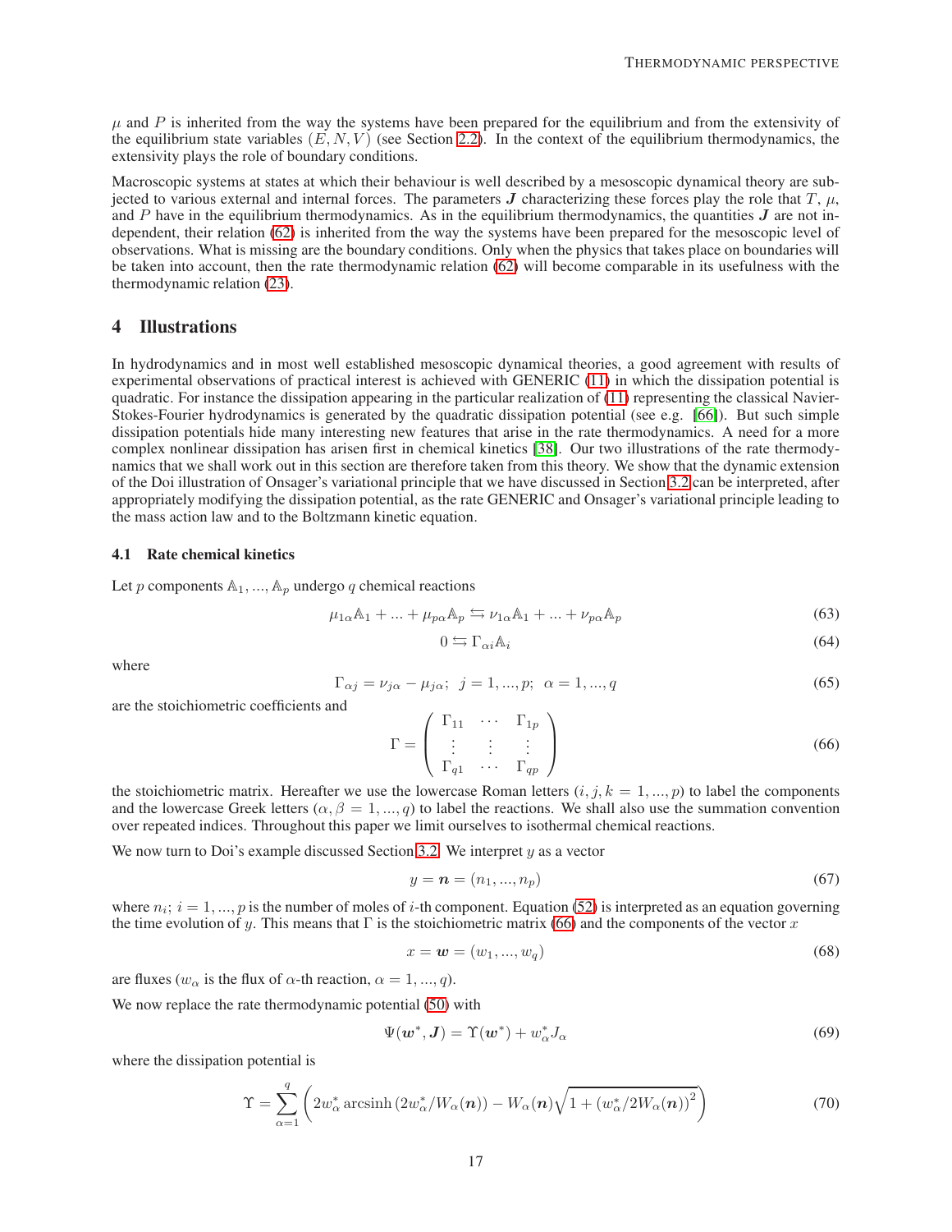$\mu$ and $P$ is inherited from the way the systems have been prepared for the equilibrium and from the extensivity of the equilibrium state variables $(E, N, V)$ (see Section 2.2). In the context of the equilibrium thermodynamics, the extensivity plays the role of boundary conditions.

Macroscopic systems at states at which their behaviour is well described by a mesoscopic dynamical theory are subjected to various external and internal forces. The parameters $\boldsymbol{J}$ characterizing these forces play the role that $T$, $\mu$, and $P$ have in the equilibrium thermodynamics. As in the equilibrium thermodynamics, the quantities $\boldsymbol{J}$ are not independent, their relation (62) is inherited from the way the systems have been prepared for the mesoscopic level of observations. What is missing are the boundary conditions. Only when the physics that takes place on boundaries will be taken into account, then the rate thermodynamic relation (62) will become comparable in its usefulness with the thermodynamic relation (23).

## 4 Illustrations

In hydrodynamics and in most well established mesoscopic dynamical theories, a good agreement with results of experimental observations of practical interest is achieved with GENERIC (11) in which the dissipation potential is quadratic. For instance the dissipation appearing in the particular realization of (11) representing the classical Navier-Stokes-Fourier hydrodynamics is generated by the quadratic dissipation potential (see e.g. [66]). But such simple dissipation potentials hide many interesting new features that arise in the rate thermodynamics. A need for a more complex nonlinear dissipation has arisen first in chemical kinetics [38]. Our two illustrations of the rate thermodynamics that we shall work out in this section are therefore taken from this theory. We show that the dynamic extension of the Doi illustration of Onsager's variational principle that we have discussed in Section 3.2 can be interpreted, after appropriately modifying the dissipation potential, as the rate GENERIC and Onsager's variational principle leading to the mass action law and to the Boltzmann kinetic equation.

### 4.1 Rate chemical kinetics

Let $p$ components $\mathbb{A}_1, ..., \mathbb{A}_p$ undergo $q$ chemical reactions

$$\mu_{1\alpha}\mathbb{A}_1 + ... + \mu_{p\alpha}\mathbb{A}_p \leftrightarrows \nu_{1\alpha}\mathbb{A}_1 + ... + \nu_{p\alpha}\mathbb{A}_p \tag{63}$$

$$0 \leftrightarrows \Gamma_{\alpha i}\mathbb{A}_i \tag{64}$$

where

$$\Gamma_{\alpha j} = \nu_{j\alpha} - \mu_{j\alpha}; \;\; j = 1, ..., p; \;\; \alpha = 1, ..., q \tag{65}$$

are the stoichiometric coefficients and

$$\Gamma = \begin{pmatrix} \Gamma_{11} & \cdots & \Gamma_{1p} \\ \vdots & \vdots & \vdots \\ \Gamma_{q1} & \cdots & \Gamma_{qp} \end{pmatrix} \tag{66}$$

the stoichiometric matrix. Hereafter we use the lowercase Roman letters $(i, j, k = 1, ..., p)$ to label the components and the lowercase Greek letters $(\alpha, \beta = 1, ..., q)$ to label the reactions. We shall also use the summation convention over repeated indices. Throughout this paper we limit ourselves to isothermal chemical reactions.

We now turn to Doi's example discussed Section 3.2. We interpret $y$ as a vector

$$y = \boldsymbol{n} = (n_1, ..., n_p) \tag{67}$$

where $n_i;\ i = 1, ..., p$ is the number of moles of $i$-th component. Equation (52) is interpreted as an equation governing the time evolution of $y$. This means that $\Gamma$ is the stoichiometric matrix (66) and the components of the vector $x$

$$x = \boldsymbol{w} = (w_1, ..., w_q) \tag{68}$$

are fluxes ($w_\alpha$ is the flux of $\alpha$-th reaction, $\alpha = 1, ..., q$).

We now replace the rate thermodynamic potential (50) with

$$\Psi(\boldsymbol{w}^*, \boldsymbol{J}) = \Upsilon(\boldsymbol{w}^*) + w^*_\alpha J_\alpha \tag{69}$$

where the dissipation potential is

$$\Upsilon = \sum_{\alpha=1}^{q}\left(2w^*_\alpha \,\text{arcsinh}\,(2w^*_\alpha/W_\alpha(\boldsymbol{n})) - W_\alpha(\boldsymbol{n})\sqrt{1 + \left(w^*_\alpha/2W_\alpha(\boldsymbol{n})\right)^2}\right) \tag{70}$$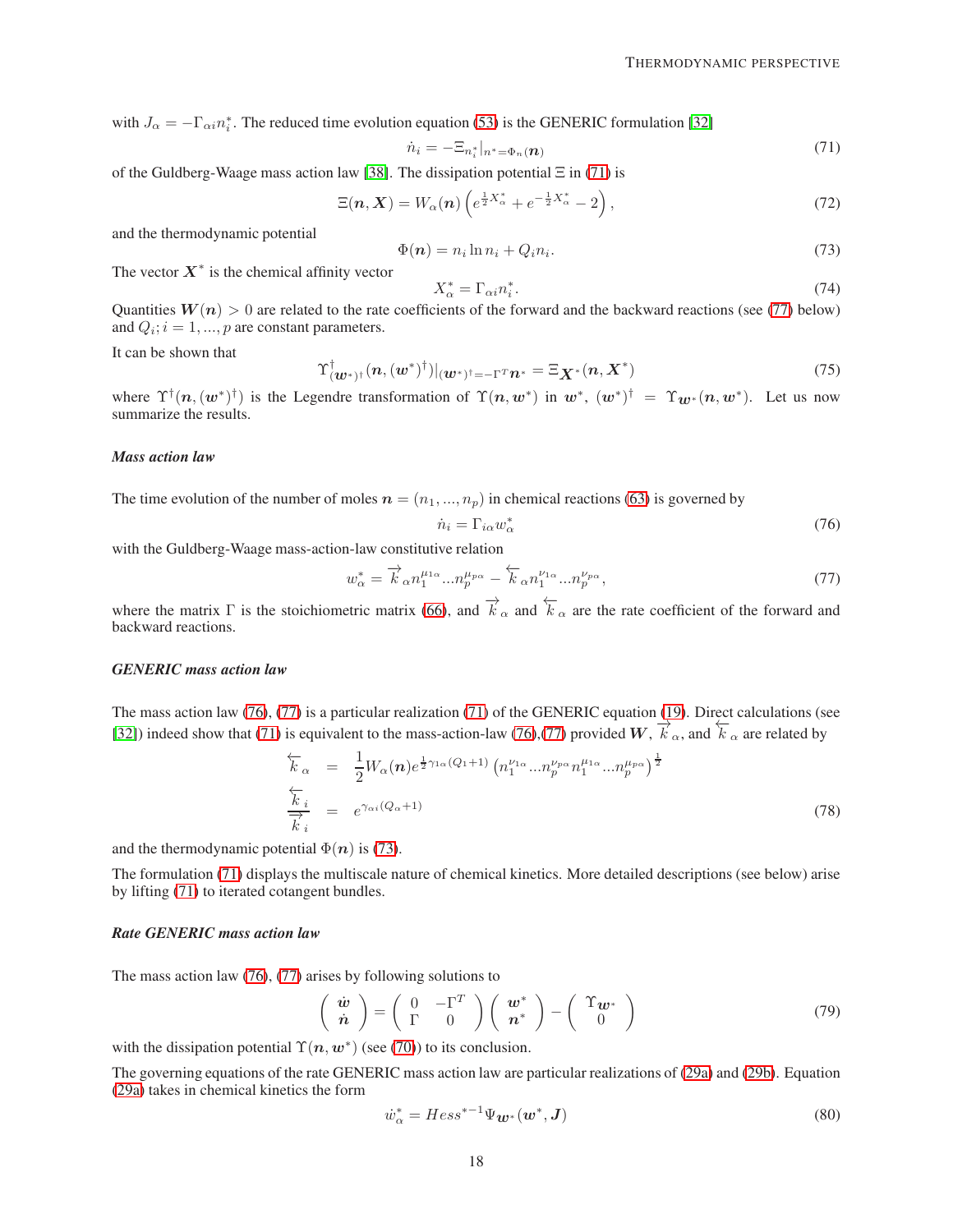with $J_\alpha = -\Gamma_{\alpha i} n_i^*$. The reduced time evolution equation (53) is the GENERIC formulation [32]

$$\dot{n}_i = -\Xi_{n_i^*}|_{n^*=\Phi_n(\boldsymbol{n})} \tag{71}$$

of the Guldberg-Waage mass action law [38]. The dissipation potential $\Xi$ in (71) is

$$\Xi(\boldsymbol{n}, \boldsymbol{X}) = W_\alpha(\boldsymbol{n}) \left( e^{\frac{1}{2}X_\alpha^*} + e^{-\frac{1}{2}X_\alpha^*} - 2 \right), \tag{72}$$

and the thermodynamic potential

$$\Phi(\boldsymbol{n}) = n_i \ln n_i + Q_i n_i. \tag{73}$$

The vector $\boldsymbol{X}^*$ is the chemical affinity vector

$$X_\alpha^* = \Gamma_{\alpha i} n_i^*. \tag{74}$$

Quantities $\boldsymbol{W}(\boldsymbol{n}) > 0$ are related to the rate coefficients of the forward and the backward reactions (see (77) below) and $Q_i; i = 1, ..., p$ are constant parameters.

It can be shown that

$$\Upsilon^\dagger_{(\boldsymbol{w}^*)^\dagger}(\boldsymbol{n}, (\boldsymbol{w}^*)^\dagger)|_{(\boldsymbol{w}^*)^\dagger = -\Gamma^T \boldsymbol{n}^*} = \Xi_{\boldsymbol{X}^*}(\boldsymbol{n}, \boldsymbol{X}^*) \tag{75}$$

where $\Upsilon^\dagger(\boldsymbol{n}, (\boldsymbol{w}^*)^\dagger)$ is the Legendre transformation of $\Upsilon(\boldsymbol{n}, \boldsymbol{w}^*)$ in $\boldsymbol{w}^*$, $(\boldsymbol{w}^*)^\dagger = \Upsilon_{\boldsymbol{w}^*}(\boldsymbol{n}, \boldsymbol{w}^*)$. Let us now summarize the results.

### *Mass action law*

The time evolution of the number of moles $\boldsymbol{n} = (n_1, ..., n_p)$ in chemical reactions (63) is governed by

$$\dot{n}_i = \Gamma_{i\alpha} w_\alpha^* \tag{76}$$

with the Guldberg-Waage mass-action-law constitutive relation

$$w_\alpha^* = \overrightarrow{k}_\alpha n_1^{\mu_{1\alpha}} ... n_p^{\mu_{p\alpha}} - \overleftarrow{k}_\alpha n_1^{\nu_{1\alpha}} ... n_p^{\nu_{p\alpha}}, \tag{77}$$

where the matrix $\Gamma$ is the stoichiometric matrix (66), and $\overrightarrow{k}_\alpha$ and $\overleftarrow{k}_\alpha$ are the rate coefficient of the forward and backward reactions.

### *GENERIC mass action law*

The mass action law (76), (77) is a particular realization (71) of the GENERIC equation (19). Direct calculations (see [32]) indeed show that (71) is equivalent to the mass-action-law (76),(77) provided $\boldsymbol{W}$, $\overrightarrow{k}_\alpha$, and $\overleftarrow{k}_\alpha$ are related by

$$\begin{aligned}
\overleftarrow{k}_\alpha &= \frac{1}{2} W_\alpha(\boldsymbol{n}) e^{\frac{1}{2}\gamma_{1\alpha}(Q_1+1)} \left( n_1^{\nu_{1\alpha}} ... n_p^{\nu_{p\alpha}} n_1^{\mu_{1\alpha}} ... n_p^{\mu_{p\alpha}} \right)^{\frac{1}{2}} \\
\frac{\overleftarrow{k}_i}{\overrightarrow{k}_i} &= e^{\gamma_{\alpha i}(Q_\alpha+1)}
\end{aligned} \tag{78}$$

and the thermodynamic potential $\Phi(\boldsymbol{n})$ is (73).

The formulation (71) displays the multiscale nature of chemical kinetics. More detailed descriptions (see below) arise by lifting (71) to iterated cotangent bundles.

### *Rate GENERIC mass action law*

The mass action law (76), (77) arises by following solutions to

$$\begin{pmatrix} \dot{\boldsymbol{w}} \\ \dot{\boldsymbol{n}} \end{pmatrix} = \begin{pmatrix} 0 & -\Gamma^T \\ \Gamma & 0 \end{pmatrix} \begin{pmatrix} \boldsymbol{w}^* \\ \boldsymbol{n}^* \end{pmatrix} - \begin{pmatrix} \Upsilon_{\boldsymbol{w}^*} \\ 0 \end{pmatrix} \tag{79}$$

with the dissipation potential $\Upsilon(\boldsymbol{n}, \boldsymbol{w}^*)$ (see (70)) to its conclusion.

The governing equations of the rate GENERIC mass action law are particular realizations of (29a) and (29b). Equation (29a) takes in chemical kinetics the form

$$\dot{w}_\alpha^* = Hess^{*-1} \Psi_{\boldsymbol{w}^*}(\boldsymbol{w}^*, \boldsymbol{J}) \tag{80}$$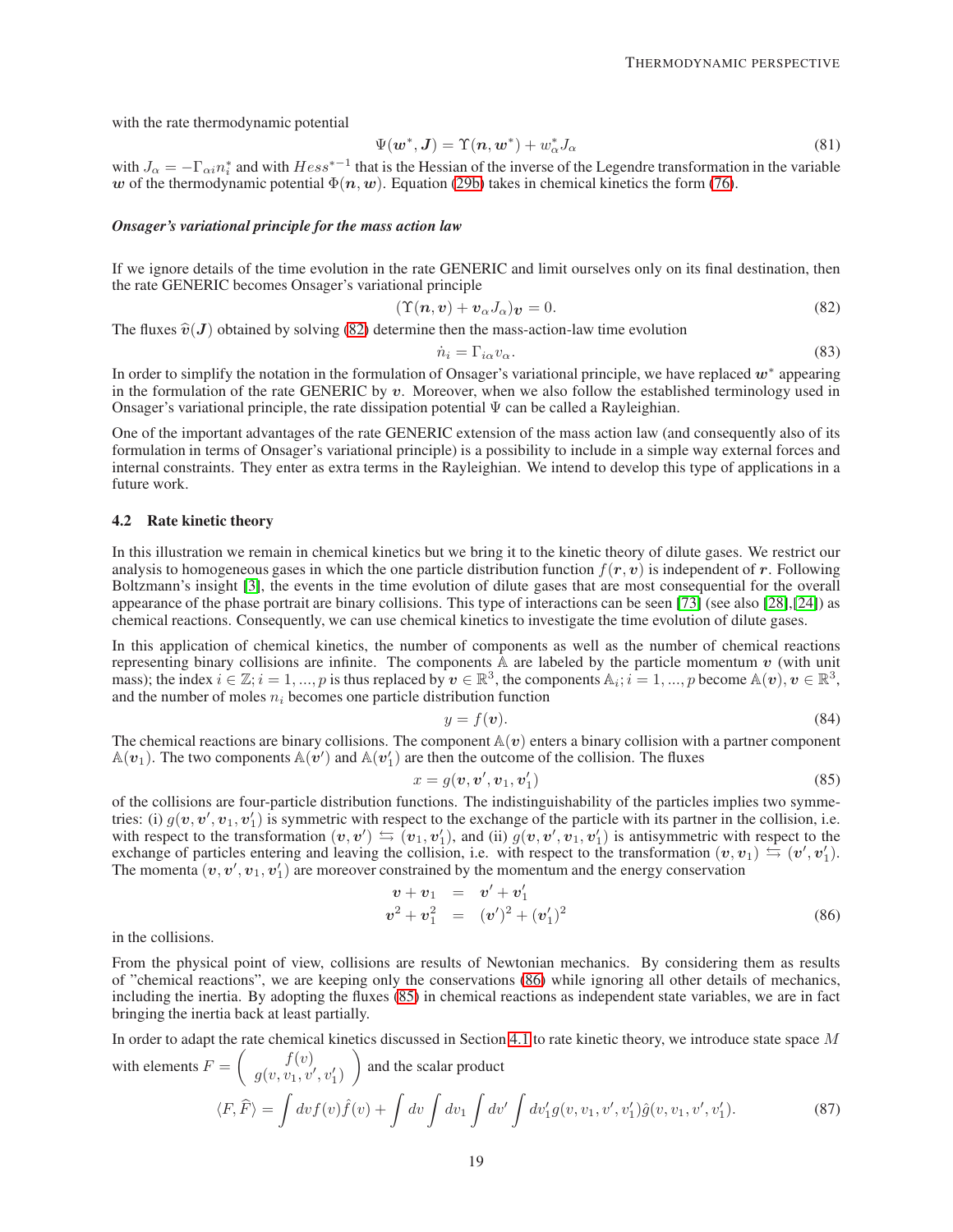with the rate thermodynamic potential

$$\Psi(\boldsymbol{w}^*, \boldsymbol{J}) = \Upsilon(\boldsymbol{n}, \boldsymbol{w}^*) + w^*_\alpha J_\alpha \tag{81}$$

with $J_\alpha = -\Gamma_{\alpha i} n^*_i$ and with $Hess^{*-1}$ that is the Hessian of the inverse of the Legendre transformation in the variable $\boldsymbol{w}$ of the thermodynamic potential $\Phi(\boldsymbol{n}, \boldsymbol{w})$. Equation (29b) takes in chemical kinetics the form (76).

***Onsager's variational principle for the mass action law***

If we ignore details of the time evolution in the rate GENERIC and limit ourselves only on its final destination, then the rate GENERIC becomes Onsager's variational principle

$$(\Upsilon(\boldsymbol{n}, \boldsymbol{v}) + \boldsymbol{v}_\alpha J_\alpha)_{\boldsymbol{v}} = 0. \tag{82}$$

The fluxes $\widehat{\boldsymbol{v}}(\boldsymbol{J})$ obtained by solving (82) determine then the mass-action-law time evolution

$$\dot{n}_i = \Gamma_{i\alpha} v_\alpha. \tag{83}$$

In order to simplify the notation in the formulation of Onsager's variational principle, we have replaced $\boldsymbol{w}^*$ appearing in the formulation of the rate GENERIC by $\boldsymbol{v}$. Moreover, when we also follow the established terminology used in Onsager's variational principle, the rate dissipation potential $\Psi$ can be called a Rayleighian.

One of the important advantages of the rate GENERIC extension of the mass action law (and consequently also of its formulation in terms of Onsager's variational principle) is a possibility to include in a simple way external forces and internal constraints. They enter as extra terms in the Rayleighian. We intend to develop this type of applications in a future work.

### 4.2 Rate kinetic theory

In this illustration we remain in chemical kinetics but we bring it to the kinetic theory of dilute gases. We restrict our analysis to homogeneous gases in which the one particle distribution function $f(\boldsymbol{r}, \boldsymbol{v})$ is independent of $\boldsymbol{r}$. Following Boltzmann's insight [3], the events in the time evolution of dilute gases that are most consequential for the overall appearance of the phase portrait are binary collisions. This type of interactions can be seen [73] (see also [28],[24]) as chemical reactions. Consequently, we can use chemical kinetics to investigate the time evolution of dilute gases.

In this application of chemical kinetics, the number of components as well as the number of chemical reactions representing binary collisions are infinite. The components $\mathbb{A}$ are labeled by the particle momentum $\boldsymbol{v}$ (with unit mass); the index $i \in \mathbb{Z}; i = 1, ..., p$ is thus replaced by $\boldsymbol{v} \in \mathbb{R}^3$, the components $\mathbb{A}_i; i = 1, ..., p$ become $\mathbb{A}(\boldsymbol{v}), \boldsymbol{v} \in \mathbb{R}^3$, and the number of moles $n_i$ becomes one particle distribution function

$$y = f(\boldsymbol{v}). \tag{84}$$

The chemical reactions are binary collisions. The component $\mathbb{A}(\boldsymbol{v})$ enters a binary collision with a partner component $\mathbb{A}(\boldsymbol{v}_1)$. The two components $\mathbb{A}(\boldsymbol{v}')$ and $\mathbb{A}(\boldsymbol{v}'_1)$ are then the outcome of the collision. The fluxes

$$x = g(\boldsymbol{v}, \boldsymbol{v}', \boldsymbol{v}_1, \boldsymbol{v}'_1) \tag{85}$$

of the collisions are four-particle distribution functions. The indistinguishability of the particles implies two symmetries: (i) $g(\boldsymbol{v}, \boldsymbol{v}', \boldsymbol{v}_1, \boldsymbol{v}'_1)$ is symmetric with respect to the exchange of the particle with its partner in the collision, i.e. with respect to the transformation $(\boldsymbol{v}, \boldsymbol{v}') \leftrightarrows (\boldsymbol{v}_1, \boldsymbol{v}'_1)$, and (ii) $g(\boldsymbol{v}, \boldsymbol{v}', \boldsymbol{v}_1, \boldsymbol{v}'_1)$ is antisymmetric with respect to the exchange of particles entering and leaving the collision, i.e. with respect to the transformation $(\boldsymbol{v}, \boldsymbol{v}_1) \leftrightarrows (\boldsymbol{v}', \boldsymbol{v}'_1)$. The momenta $(\boldsymbol{v}, \boldsymbol{v}', \boldsymbol{v}_1, \boldsymbol{v}'_1)$ are moreover constrained by the momentum and the energy conservation

$$\begin{aligned} \boldsymbol{v} + \boldsymbol{v}_1 &= \boldsymbol{v}' + \boldsymbol{v}'_1 \\ \boldsymbol{v}^2 + \boldsymbol{v}_1^2 &= (\boldsymbol{v}')^2 + (\boldsymbol{v}'_1)^2 \end{aligned} \tag{86}$$

in the collisions.

From the physical point of view, collisions are results of Newtonian mechanics. By considering them as results of "chemical reactions", we are keeping only the conservations (86) while ignoring all other details of mechanics, including the inertia. By adopting the fluxes (85) in chemical reactions as independent state variables, we are in fact bringing the inertia back at least partially.

In order to adapt the rate chemical kinetics discussed in Section 4.1 to rate kinetic theory, we introduce state space $M$ with elements $F = \begin{pmatrix} f(v) \\ g(v, v_1, v', v'_1) \end{pmatrix}$ and the scalar product

$$\langle F, \widehat{F} \rangle = \int dv f(v) \hat{f}(v) + \int dv \int dv_1 \int dv' \int dv'_1 g(v, v_1, v', v'_1) \hat{g}(v, v_1, v', v'_1). \tag{87}$$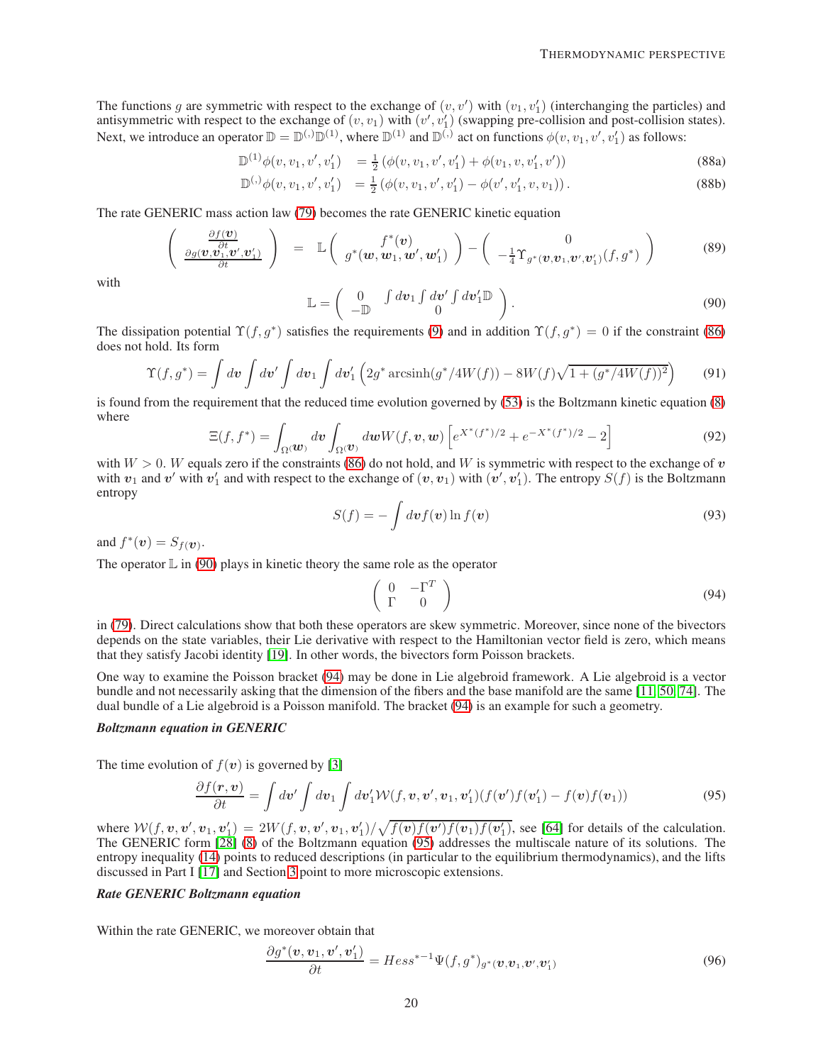The functions $g$ are symmetric with respect to the exchange of $(v, v')$ with $(v_1, v_1')$ (interchanging the particles) and antisymmetric with respect to the exchange of $(v, v_1)$ with $(v', v_1')$ (swapping pre-collision and post-collision states). Next, we introduce an operator $\mathbb{D} = \mathbb{D}^{(,)}\mathbb{D}^{(1)}$, where $\mathbb{D}^{(1)}$ and $\mathbb{D}^{(,)}$ act on functions $\phi(v, v_1, v', v_1')$ as follows:

$$
\begin{aligned}
\mathbb{D}^{(1)}\phi(v, v_1, v', v_1') &= \tfrac{1}{2}\left(\phi(v, v_1, v', v_1') + \phi(v_1, v, v_1', v')\right) &\quad (88a)\\
\mathbb{D}^{(,)}\phi(v, v_1, v', v_1') &= \tfrac{1}{2}\left(\phi(v, v_1, v', v_1') - \phi(v', v_1', v, v_1)\right). &\quad (88b)
\end{aligned}
$$

The rate GENERIC mass action law (79) becomes the rate GENERIC kinetic equation

$$
\begin{pmatrix} \frac{\partial f(\boldsymbol{v})}{\partial t} \\ \frac{\partial g(\boldsymbol{v},\boldsymbol{v}_1,\boldsymbol{v}',\boldsymbol{v}_1')}{\partial t} \end{pmatrix} = \mathbb{L}\begin{pmatrix} f^*(\boldsymbol{v}) \\ g^*(\boldsymbol{w},\boldsymbol{w}_1,\boldsymbol{w}',\boldsymbol{w}_1') \end{pmatrix} - \begin{pmatrix} 0 \\ -\frac{1}{4}\Upsilon_{g^*(\boldsymbol{v},\boldsymbol{v}_1,\boldsymbol{v}',\boldsymbol{v}_1')}(f,g^*) \end{pmatrix} \tag{89}
$$

with

$$
\mathbb{L} = \begin{pmatrix} 0 & \int d\boldsymbol{v}_1 \int d\boldsymbol{v}' \int d\boldsymbol{v}_1' \mathbb{D} \\ -\mathbb{D} & 0 \end{pmatrix}. \tag{90}
$$

The dissipation potential $\Upsilon(f, g^*)$ satisfies the requirements (9) and in addition $\Upsilon(f, g^*) = 0$ if the constraint (86) does not hold. Its form

$$
\Upsilon(f,g^*) = \int d\boldsymbol{v} \int d\boldsymbol{v}' \int d\boldsymbol{v}_1 \int d\boldsymbol{v}_1' \left(2g^* \operatorname{arcsinh}(g^*/4W(f)) - 8W(f)\sqrt{1+(g^*/4W(f))^2}\right) \tag{91}
$$

is found from the requirement that the reduced time evolution governed by (53) is the Boltzmann kinetic equation (8) where

$$
\Xi(f,f^*) = \int_{\Omega(\boldsymbol{w})} d\boldsymbol{v} \int_{\Omega(\boldsymbol{v})} d\boldsymbol{w} W(f,\boldsymbol{v},\boldsymbol{w}) \left[e^{X^*(f^*)/2} + e^{-X^*(f^*)/2} - 2\right] \tag{92}
$$

with $W > 0$. $W$ equals zero if the constraints (86) do not hold, and $W$ is symmetric with respect to the exchange of $\boldsymbol{v}$ with $\boldsymbol{v}_1$ and $\boldsymbol{v}'$ with $\boldsymbol{v}_1'$ and with respect to the exchange of $(\boldsymbol{v}, \boldsymbol{v}_1)$ with $(\boldsymbol{v}', \boldsymbol{v}_1')$. The entropy $S(f)$ is the Boltzmann entropy

$$
S(f) = -\int d\boldsymbol{v} f(\boldsymbol{v}) \ln f(\boldsymbol{v}) \tag{93}
$$

and $f^*(\boldsymbol{v}) = S_{f(\boldsymbol{v})}$.

The operator $\mathbb{L}$ in (90) plays in kinetic theory the same role as the operator

$$
\begin{pmatrix} 0 & -\Gamma^T \\ \Gamma & 0 \end{pmatrix} \tag{94}
$$

in (79). Direct calculations show that both these operators are skew symmetric. Moreover, since none of the bivectors depends on the state variables, their Lie derivative with respect to the Hamiltonian vector field is zero, which means that they satisfy Jacobi identity [19]. In other words, the bivectors form Poisson brackets.

One way to examine the Poisson bracket (94) may be done in Lie algebroid framework. A Lie algebroid is a vector bundle and not necessarily asking that the dimension of the fibers and the base manifold are the same [11, 50, 74]. The dual bundle of a Lie algebroid is a Poisson manifold. The bracket (94) is an example for such a geometry.

***Boltzmann equation in GENERIC***

The time evolution of $f(\boldsymbol{v})$ is governed by [3]

$$
\frac{\partial f(\boldsymbol{r},\boldsymbol{v})}{\partial t} = \int d\boldsymbol{v}' \int d\boldsymbol{v}_1 \int d\boldsymbol{v}_1' \mathcal{W}(f,\boldsymbol{v},\boldsymbol{v}',\boldsymbol{v}_1,\boldsymbol{v}_1')(f(\boldsymbol{v}')f(\boldsymbol{v}_1') - f(\boldsymbol{v})f(\boldsymbol{v}_1)) \tag{95}
$$

where $\mathcal{W}(f,\boldsymbol{v},\boldsymbol{v}',\boldsymbol{v}_1,\boldsymbol{v}_1') = 2W(f,\boldsymbol{v},\boldsymbol{v}',\boldsymbol{v}_1,\boldsymbol{v}_1')/\sqrt{f(\boldsymbol{v})f(\boldsymbol{v}')f(\boldsymbol{v}_1)f(\boldsymbol{v}_1')}$, see [64] for details of the calculation. The GENERIC form [28] (8) of the Boltzmann equation (95) addresses the multiscale nature of its solutions. The entropy inequality (14) points to reduced descriptions (in particular to the equilibrium thermodynamics), and the lifts discussed in Part I [17] and Section 3 point to more microscopic extensions.

***Rate GENERIC Boltzmann equation***

Within the rate GENERIC, we moreover obtain that

$$
\frac{\partial g^*(\boldsymbol{v},\boldsymbol{v}_1,\boldsymbol{v}',\boldsymbol{v}_1')}{\partial t} = Hess^{*-1}\Psi(f,g^*)_{g^*(\boldsymbol{v},\boldsymbol{v}_1,\boldsymbol{v}',\boldsymbol{v}_1')} \tag{96}
$$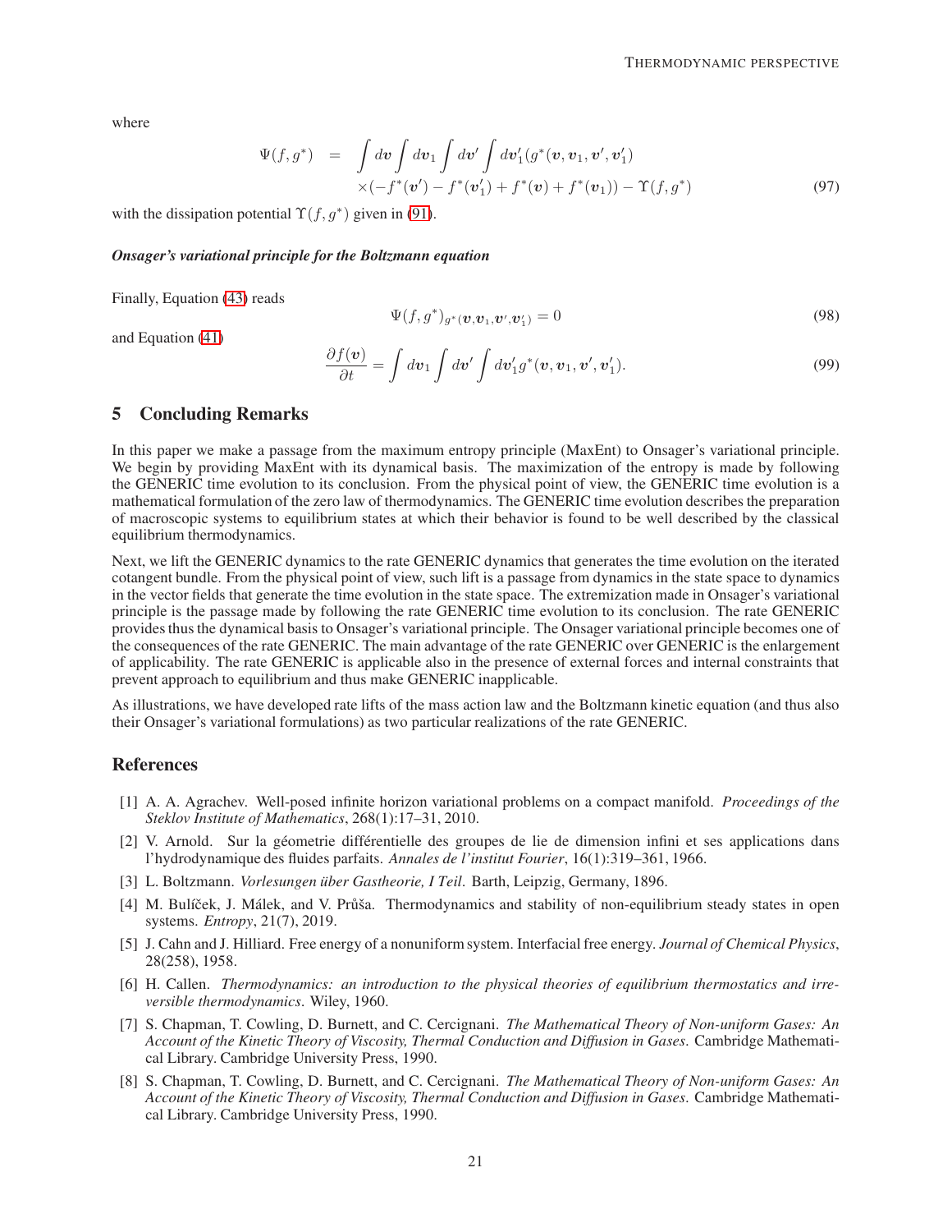where

$$
\begin{aligned}
\Psi(f,g^*) &= \int d\boldsymbol{v}\int d\boldsymbol{v}_1\int d\boldsymbol{v}'\int d\boldsymbol{v}_1'(g^*(\boldsymbol{v},\boldsymbol{v}_1,\boldsymbol{v}',\boldsymbol{v}_1') \\
&\quad \times(-f^*(\boldsymbol{v}')-f^*(\boldsymbol{v}_1')+f^*(\boldsymbol{v})+f^*(\boldsymbol{v}_1))-\Upsilon(f,g^*)
\end{aligned}
\tag{97}
$$

with the dissipation potential $\Upsilon(f,g^*)$ given in (91).

***Onsager's variational principle for the Boltzmann equation***

Finally, Equation (43) reads

$$
\Psi(f,g^*)_{g^*(\boldsymbol{v},\boldsymbol{v}_1,\boldsymbol{v}',\boldsymbol{v}_1')}=0 \tag{98}
$$

and Equation (41)

$$
\frac{\partial f(\boldsymbol{v})}{\partial t}=\int d\boldsymbol{v}_1\int d\boldsymbol{v}'\int d\boldsymbol{v}_1' g^*(\boldsymbol{v},\boldsymbol{v}_1,\boldsymbol{v}',\boldsymbol{v}_1'). \tag{99}
$$

## 5 Concluding Remarks

In this paper we make a passage from the maximum entropy principle (MaxEnt) to Onsager's variational principle. We begin by providing MaxEnt with its dynamical basis. The maximization of the entropy is made by following the GENERIC time evolution to its conclusion. From the physical point of view, the GENERIC time evolution is a mathematical formulation of the zero law of thermodynamics. The GENERIC time evolution describes the preparation of macroscopic systems to equilibrium states at which their behavior is found to be well described by the classical equilibrium thermodynamics.

Next, we lift the GENERIC dynamics to the rate GENERIC dynamics that generates the time evolution on the iterated cotangent bundle. From the physical point of view, such lift is a passage from dynamics in the state space to dynamics in the vector fields that generate the time evolution in the state space. The extremization made in Onsager's variational principle is the passage made by following the rate GENERIC time evolution to its conclusion. The rate GENERIC provides thus the dynamical basis to Onsager's variational principle. The Onsager variational principle becomes one of the consequences of the rate GENERIC. The main advantage of the rate GENERIC over GENERIC is the enlargement of applicability. The rate GENERIC is applicable also in the presence of external forces and internal constraints that prevent approach to equilibrium and thus make GENERIC inapplicable.

As illustrations, we have developed rate lifts of the mass action law and the Boltzmann kinetic equation (and thus also their Onsager's variational formulations) as two particular realizations of the rate GENERIC.

## References

[1] A. A. Agrachev. Well-posed infinite horizon variational problems on a compact manifold. *Proceedings of the Steklov Institute of Mathematics*, 268(1):17–31, 2010.

[2] V. Arnold. Sur la géometrie différentielle des groupes de lie de dimension infini et ses applications dans l'hydrodynamique des fluides parfaits. *Annales de l'institut Fourier*, 16(1):319–361, 1966.

[3] L. Boltzmann. *Vorlesungen über Gastheorie, I Teil*. Barth, Leipzig, Germany, 1896.

[4] M. Bulíček, J. Málek, and V. Průša. Thermodynamics and stability of non-equilibrium steady states in open systems. *Entropy*, 21(7), 2019.

[5] J. Cahn and J. Hilliard. Free energy of a nonuniform system. Interfacial free energy. *Journal of Chemical Physics*, 28(258), 1958.

[6] H. Callen. *Thermodynamics: an introduction to the physical theories of equilibrium thermostatics and irreversible thermodynamics*. Wiley, 1960.

[7] S. Chapman, T. Cowling, D. Burnett, and C. Cercignani. *The Mathematical Theory of Non-uniform Gases: An Account of the Kinetic Theory of Viscosity, Thermal Conduction and Diffusion in Gases*. Cambridge Mathematical Library. Cambridge University Press, 1990.

[8] S. Chapman, T. Cowling, D. Burnett, and C. Cercignani. *The Mathematical Theory of Non-uniform Gases: An Account of the Kinetic Theory of Viscosity, Thermal Conduction and Diffusion in Gases*. Cambridge Mathematical Library. Cambridge University Press, 1990.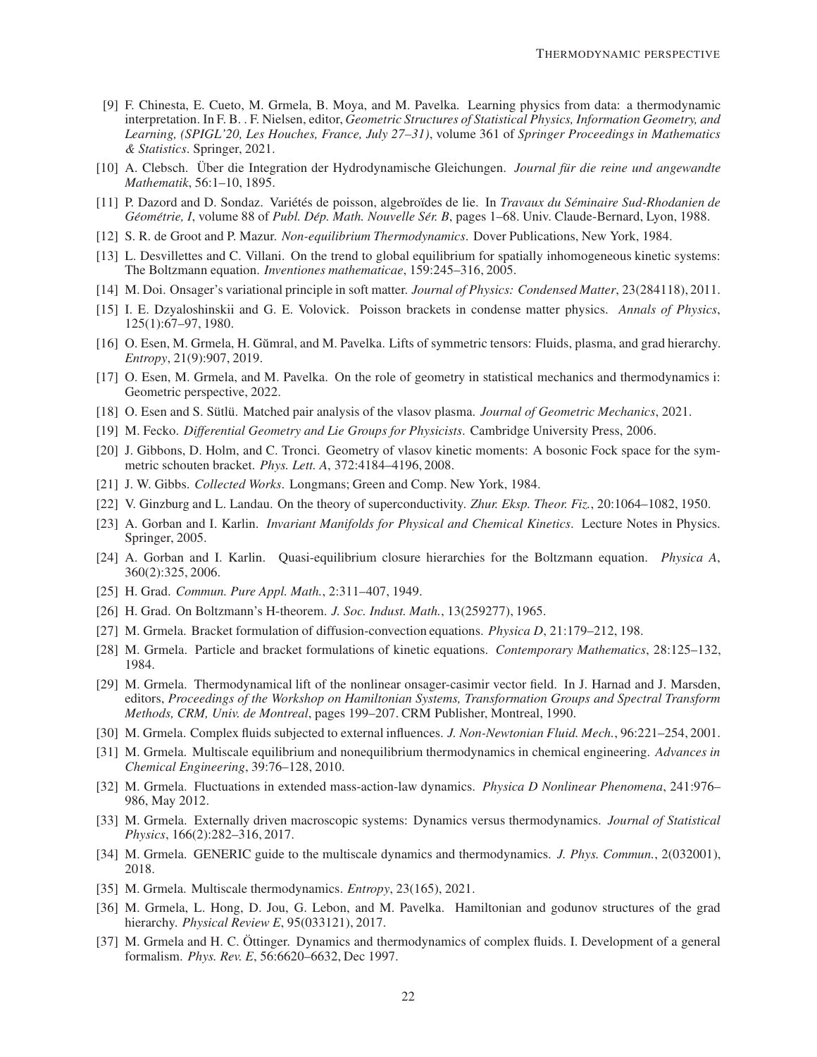[9] F. Chinesta, E. Cueto, M. Grmela, B. Moya, and M. Pavelka. Learning physics from data: a thermodynamic interpretation. In F. B. . F. Nielsen, editor, *Geometric Structures of Statistical Physics, Information Geometry, and Learning, (SPIGL'20, Les Houches, France, July 27–31)*, volume 361 of *Springer Proceedings in Mathematics & Statistics*. Springer, 2021.

[10] A. Clebsch. Über die Integration der Hydrodynamische Gleichungen. *Journal für die reine und angewandte Mathematik*, 56:1–10, 1895.

[11] P. Dazord and D. Sondaz. Variétés de poisson, algebroïdes de lie. In *Travaux du Séminaire Sud-Rhodanien de Géométrie, I*, volume 88 of *Publ. Dép. Math. Nouvelle Sér. B*, pages 1–68. Univ. Claude-Bernard, Lyon, 1988.

[12] S. R. de Groot and P. Mazur. *Non-equilibrium Thermodynamics*. Dover Publications, New York, 1984.

[13] L. Desvillettes and C. Villani. On the trend to global equilibrium for spatially inhomogeneous kinetic systems: The Boltzmann equation. *Inventiones mathematicae*, 159:245–316, 2005.

[14] M. Doi. Onsager's variational principle in soft matter. *Journal of Physics: Condensed Matter*, 23(284118), 2011.

[15] I. E. Dzyaloshinskii and G. E. Volovick. Poisson brackets in condense matter physics. *Annals of Physics*, 125(1):67–97, 1980.

[16] O. Esen, M. Grmela, H. Gŭmral, and M. Pavelka. Lifts of symmetric tensors: Fluids, plasma, and grad hierarchy. *Entropy*, 21(9):907, 2019.

[17] O. Esen, M. Grmela, and M. Pavelka. On the role of geometry in statistical mechanics and thermodynamics i: Geometric perspective, 2022.

[18] O. Esen and S. Sütlü. Matched pair analysis of the vlasov plasma. *Journal of Geometric Mechanics*, 2021.

[19] M. Fecko. *Differential Geometry and Lie Groups for Physicists*. Cambridge University Press, 2006.

[20] J. Gibbons, D. Holm, and C. Tronci. Geometry of vlasov kinetic moments: A bosonic Fock space for the symmetric schouten bracket. *Phys. Lett. A*, 372:4184–4196, 2008.

[21] J. W. Gibbs. *Collected Works*. Longmans; Green and Comp. New York, 1984.

[22] V. Ginzburg and L. Landau. On the theory of superconductivity. *Zhur. Eksp. Theor. Fiz.*, 20:1064–1082, 1950.

[23] A. Gorban and I. Karlin. *Invariant Manifolds for Physical and Chemical Kinetics*. Lecture Notes in Physics. Springer, 2005.

[24] A. Gorban and I. Karlin. Quasi-equilibrium closure hierarchies for the Boltzmann equation. *Physica A*, 360(2):325, 2006.

[25] H. Grad. *Commun. Pure Appl. Math.*, 2:311–407, 1949.

[26] H. Grad. On Boltzmann's H-theorem. *J. Soc. Indust. Math.*, 13(259277), 1965.

[27] M. Grmela. Bracket formulation of diffusion-convection equations. *Physica D*, 21:179–212, 198.

[28] M. Grmela. Particle and bracket formulations of kinetic equations. *Contemporary Mathematics*, 28:125–132, 1984.

[29] M. Grmela. Thermodynamical lift of the nonlinear onsager-casimir vector field. In J. Harnad and J. Marsden, editors, *Proceedings of the Workshop on Hamiltonian Systems, Transformation Groups and Spectral Transform Methods, CRM, Univ. de Montreal*, pages 199–207. CRM Publisher, Montreal, 1990.

[30] M. Grmela. Complex fluids subjected to external influences. *J. Non-Newtonian Fluid. Mech.*, 96:221–254, 2001.

[31] M. Grmela. Multiscale equilibrium and nonequilibrium thermodynamics in chemical engineering. *Advances in Chemical Engineering*, 39:76–128, 2010.

[32] M. Grmela. Fluctuations in extended mass-action-law dynamics. *Physica D Nonlinear Phenomena*, 241:976–986, May 2012.

[33] M. Grmela. Externally driven macroscopic systems: Dynamics versus thermodynamics. *Journal of Statistical Physics*, 166(2):282–316, 2017.

[34] M. Grmela. GENERIC guide to the multiscale dynamics and thermodynamics. *J. Phys. Commun.*, 2(032001), 2018.

[35] M. Grmela. Multiscale thermodynamics. *Entropy*, 23(165), 2021.

[36] M. Grmela, L. Hong, D. Jou, G. Lebon, and M. Pavelka. Hamiltonian and godunov structures of the grad hierarchy. *Physical Review E*, 95(033121), 2017.

[37] M. Grmela and H. C. Öttinger. Dynamics and thermodynamics of complex fluids. I. Development of a general formalism. *Phys. Rev. E*, 56:6620–6632, Dec 1997.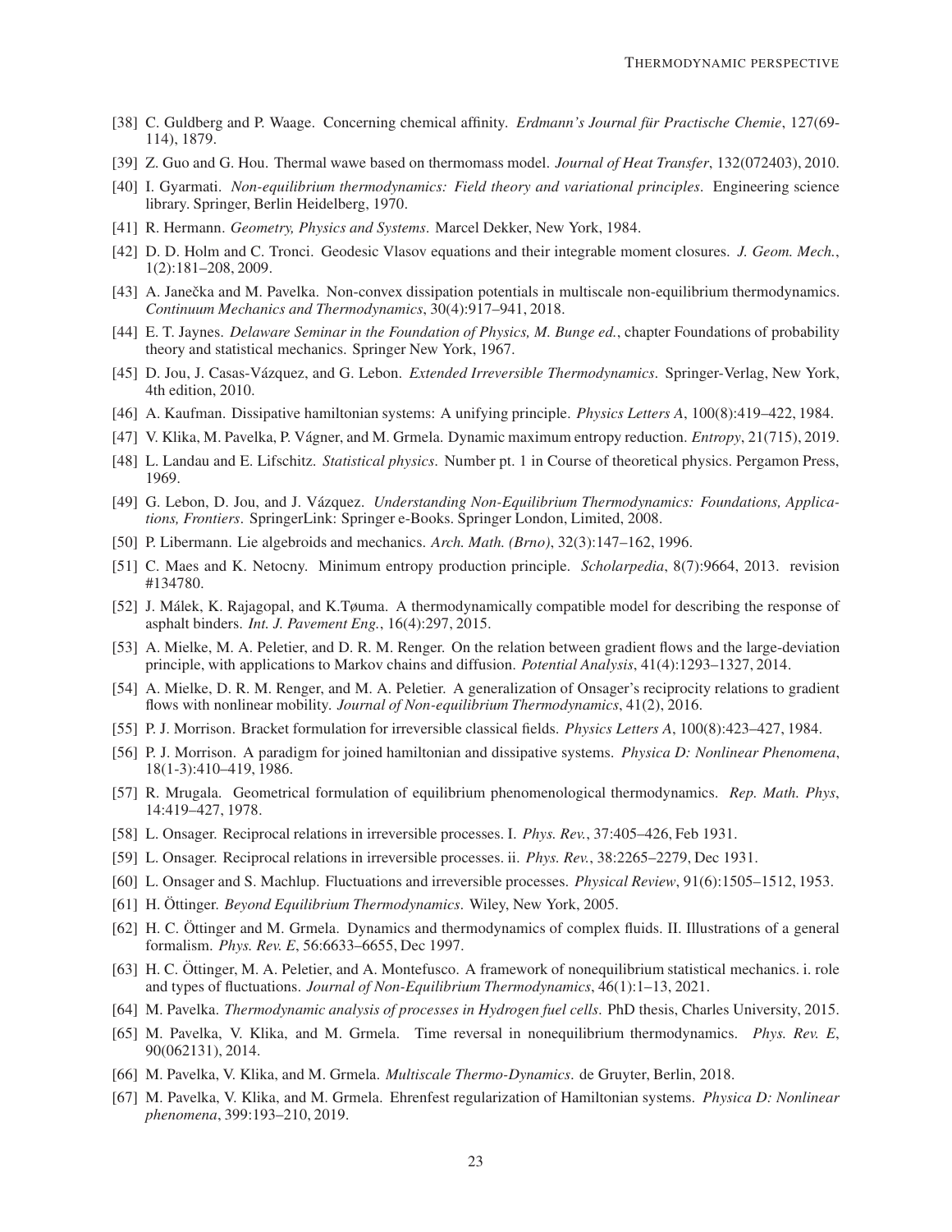[38] C. Guldberg and P. Waage. Concerning chemical affinity. *Erdmann's Journal für Practische Chemie*, 127(69-114), 1879.

[39] Z. Guo and G. Hou. Thermal wawe based on thermomass model. *Journal of Heat Transfer*, 132(072403), 2010.

[40] I. Gyarmati. *Non-equilibrium thermodynamics: Field theory and variational principles*. Engineering science library. Springer, Berlin Heidelberg, 1970.

[41] R. Hermann. *Geometry, Physics and Systems*. Marcel Dekker, New York, 1984.

[42] D. D. Holm and C. Tronci. Geodesic Vlasov equations and their integrable moment closures. *J. Geom. Mech.*, 1(2):181–208, 2009.

[43] A. Janečka and M. Pavelka. Non-convex dissipation potentials in multiscale non-equilibrium thermodynamics. *Continuum Mechanics and Thermodynamics*, 30(4):917–941, 2018.

[44] E. T. Jaynes. *Delaware Seminar in the Foundation of Physics, M. Bunge ed.*, chapter Foundations of probability theory and statistical mechanics. Springer New York, 1967.

[45] D. Jou, J. Casas-Vázquez, and G. Lebon. *Extended Irreversible Thermodynamics*. Springer-Verlag, New York, 4th edition, 2010.

[46] A. Kaufman. Dissipative hamiltonian systems: A unifying principle. *Physics Letters A*, 100(8):419–422, 1984.

[47] V. Klika, M. Pavelka, P. Vágner, and M. Grmela. Dynamic maximum entropy reduction. *Entropy*, 21(715), 2019.

[48] L. Landau and E. Lifschitz. *Statistical physics*. Number pt. 1 in Course of theoretical physics. Pergamon Press, 1969.

[49] G. Lebon, D. Jou, and J. Vázquez. *Understanding Non-Equilibrium Thermodynamics: Foundations, Applications, Frontiers*. SpringerLink: Springer e-Books. Springer London, Limited, 2008.

[50] P. Libermann. Lie algebroids and mechanics. *Arch. Math. (Brno)*, 32(3):147–162, 1996.

[51] C. Maes and K. Netocny. Minimum entropy production principle. *Scholarpedia*, 8(7):9664, 2013. revision #134780.

[52] J. Málek, K. Rajagopal, and K.Tøuma. A thermodynamically compatible model for describing the response of asphalt binders. *Int. J. Pavement Eng.*, 16(4):297, 2015.

[53] A. Mielke, M. A. Peletier, and D. R. M. Renger. On the relation between gradient flows and the large-deviation principle, with applications to Markov chains and diffusion. *Potential Analysis*, 41(4):1293–1327, 2014.

[54] A. Mielke, D. R. M. Renger, and M. A. Peletier. A generalization of Onsager's reciprocity relations to gradient flows with nonlinear mobility. *Journal of Non-equilibrium Thermodynamics*, 41(2), 2016.

[55] P. J. Morrison. Bracket formulation for irreversible classical fields. *Physics Letters A*, 100(8):423–427, 1984.

[56] P. J. Morrison. A paradigm for joined hamiltonian and dissipative systems. *Physica D: Nonlinear Phenomena*, 18(1-3):410–419, 1986.

[57] R. Mrugala. Geometrical formulation of equilibrium phenomenological thermodynamics. *Rep. Math. Phys*, 14:419–427, 1978.

[58] L. Onsager. Reciprocal relations in irreversible processes. I. *Phys. Rev.*, 37:405–426, Feb 1931.

[59] L. Onsager. Reciprocal relations in irreversible processes. ii. *Phys. Rev.*, 38:2265–2279, Dec 1931.

[60] L. Onsager and S. Machlup. Fluctuations and irreversible processes. *Physical Review*, 91(6):1505–1512, 1953.

[61] H. Öttinger. *Beyond Equilibrium Thermodynamics*. Wiley, New York, 2005.

[62] H. C. Öttinger and M. Grmela. Dynamics and thermodynamics of complex fluids. II. Illustrations of a general formalism. *Phys. Rev. E*, 56:6633–6655, Dec 1997.

[63] H. C. Öttinger, M. A. Peletier, and A. Montefusco. A framework of nonequilibrium statistical mechanics. i. role and types of fluctuations. *Journal of Non-Equilibrium Thermodynamics*, 46(1):1–13, 2021.

[64] M. Pavelka. *Thermodynamic analysis of processes in Hydrogen fuel cells*. PhD thesis, Charles University, 2015.

[65] M. Pavelka, V. Klika, and M. Grmela. Time reversal in nonequilibrium thermodynamics. *Phys. Rev. E*, 90(062131), 2014.

[66] M. Pavelka, V. Klika, and M. Grmela. *Multiscale Thermo-Dynamics*. de Gruyter, Berlin, 2018.

[67] M. Pavelka, V. Klika, and M. Grmela. Ehrenfest regularization of Hamiltonian systems. *Physica D: Nonlinear phenomena*, 399:193–210, 2019.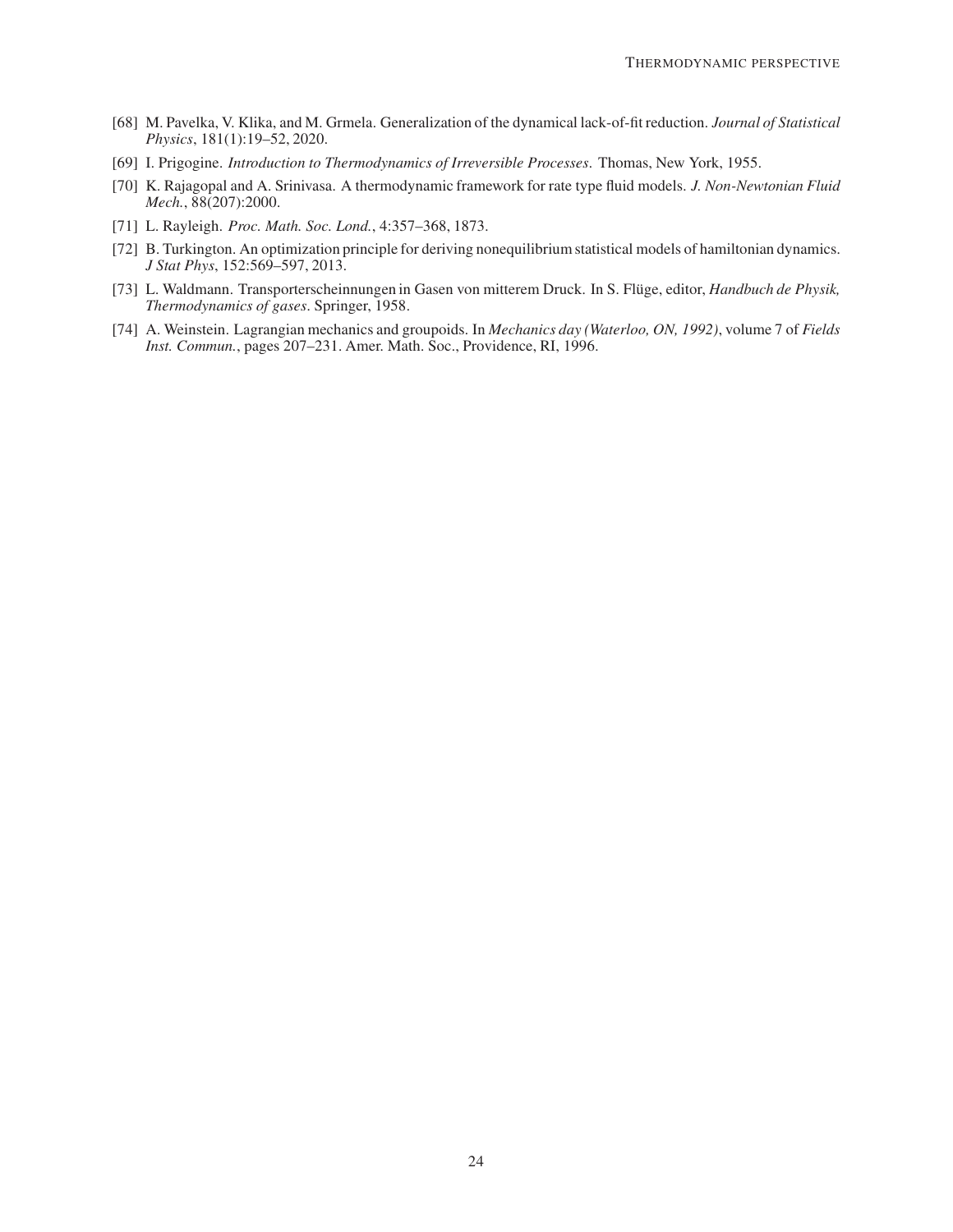[68] M. Pavelka, V. Klika, and M. Grmela. Generalization of the dynamical lack-of-fit reduction. *Journal of Statistical Physics*, 181(1):19–52, 2020.

[69] I. Prigogine. *Introduction to Thermodynamics of Irreversible Processes*. Thomas, New York, 1955.

[70] K. Rajagopal and A. Srinivasa. A thermodynamic framework for rate type fluid models. *J. Non-Newtonian Fluid Mech.*, 88(207):2000.

[71] L. Rayleigh. *Proc. Math. Soc. Lond.*, 4:357–368, 1873.

[72] B. Turkington. An optimization principle for deriving nonequilibrium statistical models of hamiltonian dynamics. *J Stat Phys*, 152:569–597, 2013.

[73] L. Waldmann. Transporterscheinnungen in Gasen von mitterem Druck. In S. Flüge, editor, *Handbuch de Physik, Thermodynamics of gases*. Springer, 1958.

[74] A. Weinstein. Lagrangian mechanics and groupoids. In *Mechanics day (Waterloo, ON, 1992)*, volume 7 of *Fields Inst. Commun.*, pages 207–231. Amer. Math. Soc., Providence, RI, 1996.